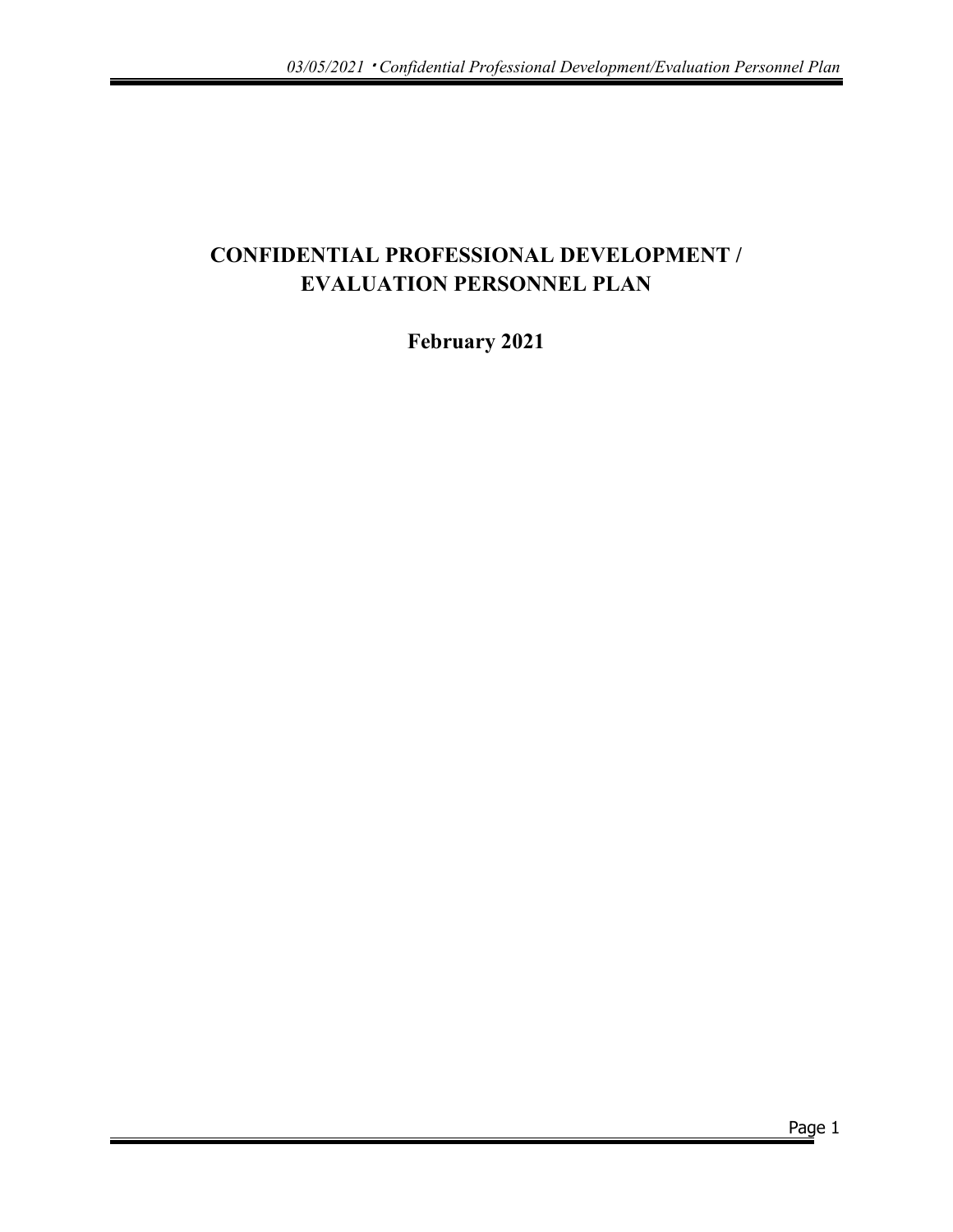# CONFIDENTIAL PROFESSIONAL DEVELOPMENT / EVALUATION PERSONNEL PLAN

**February 2021**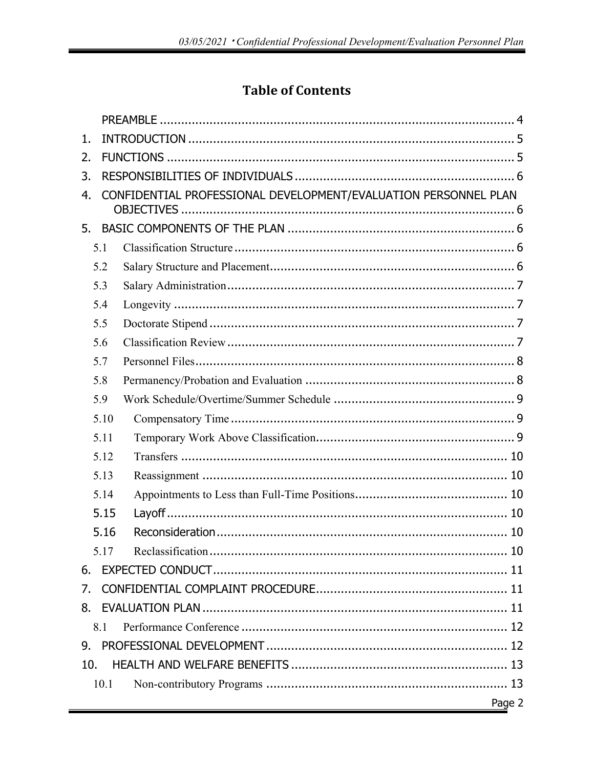# Table of Contents

PREAMBLE ..... 4

1. INTRODUCTION ..... 5
2. FUNCTIONS ..... 5
3. RESPONSIBILITIES OF INDIVIDUALS ..... 6
4. CONFIDENTIAL PROFESSIONAL DEVELOPMENT/EVALUATION PERSONNEL PLAN OBJECTIVES ..... 6
5. BASIC COMPONENTS OF THE PLAN ..... 6
   - 5.1 Classification Structure ..... 6
   - 5.2 Salary Structure and Placement ..... 6
   - 5.3 Salary Administration ..... 7
   - 5.4 Longevity ..... 7
   - 5.5 Doctorate Stipend ..... 7
   - 5.6 Classification Review ..... 7
   - 5.7 Personnel Files ..... 8
   - 5.8 Permanency/Probation and Evaluation ..... 8
   - 5.9 Work Schedule/Overtime/Summer Schedule ..... 9
   - 5.10 Compensatory Time ..... 9
   - 5.11 Temporary Work Above Classification ..... 9
   - 5.12 Transfers ..... 10
   - 5.13 Reassignment ..... 10
   - 5.14 Appointments to Less than Full-Time Positions ..... 10
   - 5.15 Layoff ..... 10
   - 5.16 Reconsideration ..... 10
   - 5.17 Reclassification ..... 10
6. EXPECTED CONDUCT ..... 11
7. CONFIDENTIAL COMPLAINT PROCEDURE ..... 11
8. EVALUATION PLAN ..... 11
   - 8.1 Performance Conference ..... 12
9. PROFESSIONAL DEVELOPMENT ..... 12
10. HEALTH AND WELFARE BENEFITS ..... 13
    - 10.1 Non-contributory Programs ..... 13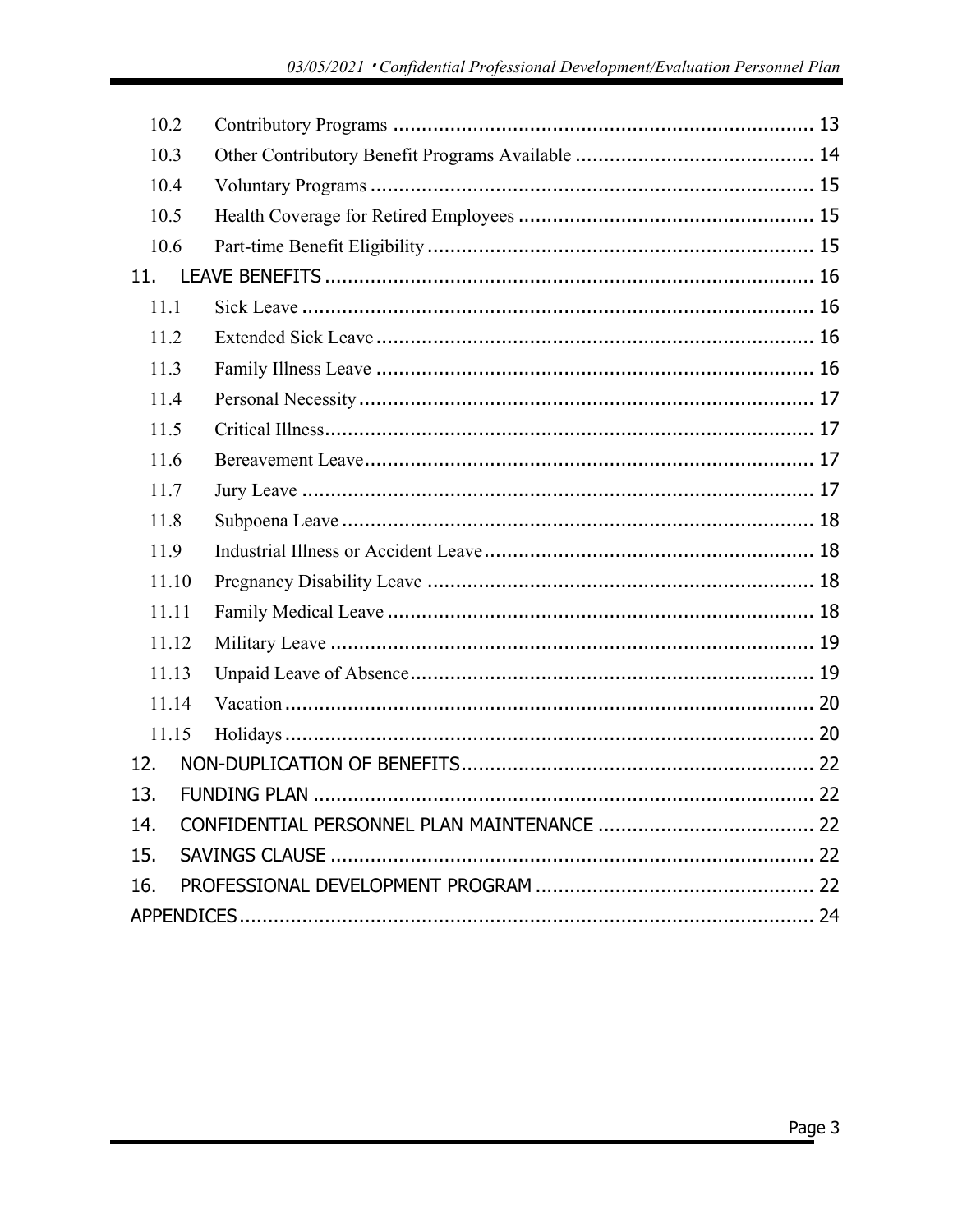| | | |
|---|---|---|
| 10.2 | Contributory Programs | 13 |
| 10.3 | Other Contributory Benefit Programs Available | 14 |
| 10.4 | Voluntary Programs | 15 |
| 10.5 | Health Coverage for Retired Employees | 15 |
| 10.6 | Part-time Benefit Eligibility | 15 |
| 11. | LEAVE BENEFITS | 16 |
| 11.1 | Sick Leave | 16 |
| 11.2 | Extended Sick Leave | 16 |
| 11.3 | Family Illness Leave | 16 |
| 11.4 | Personal Necessity | 17 |
| 11.5 | Critical Illness | 17 |
| 11.6 | Bereavement Leave | 17 |
| 11.7 | Jury Leave | 17 |
| 11.8 | Subpoena Leave | 18 |
| 11.9 | Industrial Illness or Accident Leave | 18 |
| 11.10 | Pregnancy Disability Leave | 18 |
| 11.11 | Family Medical Leave | 18 |
| 11.12 | Military Leave | 19 |
| 11.13 | Unpaid Leave of Absence | 19 |
| 11.14 | Vacation | 20 |
| 11.15 | Holidays | 20 |
| 12. | NON-DUPLICATION OF BENEFITS | 22 |
| 13. | FUNDING PLAN | 22 |
| 14. | CONFIDENTIAL PERSONNEL PLAN MAINTENANCE | 22 |
| 15. | SAVINGS CLAUSE | 22 |
| 16. | PROFESSIONAL DEVELOPMENT PROGRAM | 22 |
| | APPENDICES | 24 |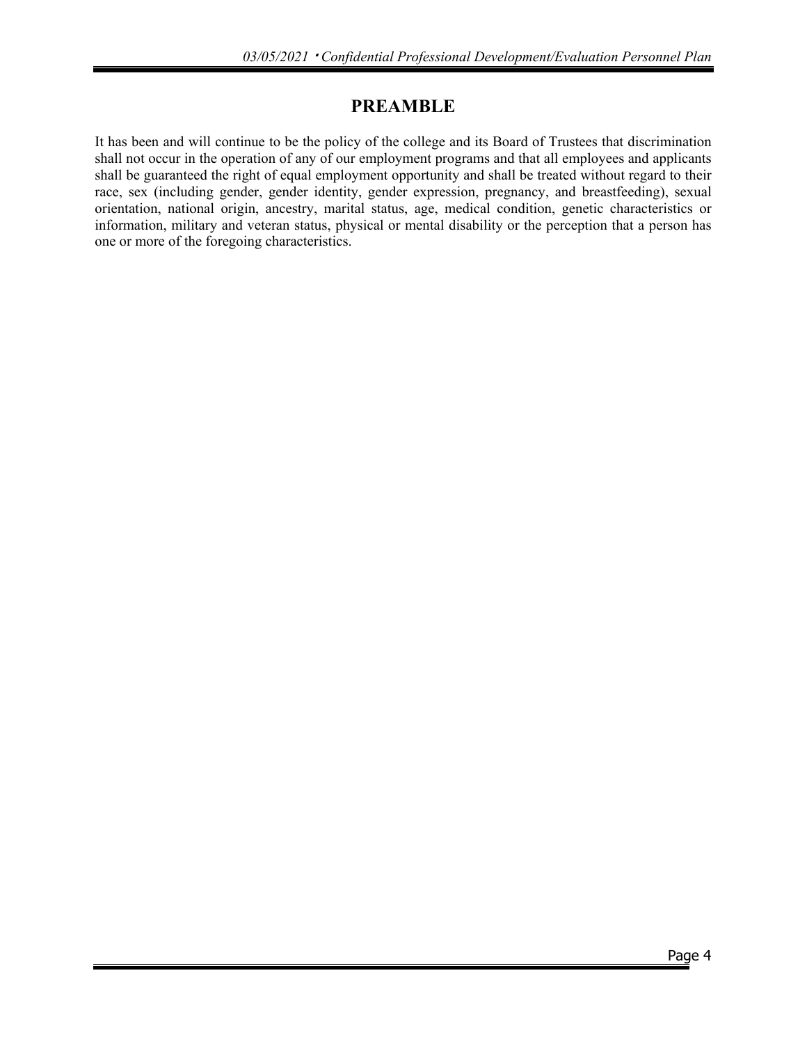# PREAMBLE

It has been and will continue to be the policy of the college and its Board of Trustees that discrimination shall not occur in the operation of any of our employment programs and that all employees and applicants shall be guaranteed the right of equal employment opportunity and shall be treated without regard to their race, sex (including gender, gender identity, gender expression, pregnancy, and breastfeeding), sexual orientation, national origin, ancestry, marital status, age, medical condition, genetic characteristics or information, military and veteran status, physical or mental disability or the perception that a person has one or more of the foregoing characteristics.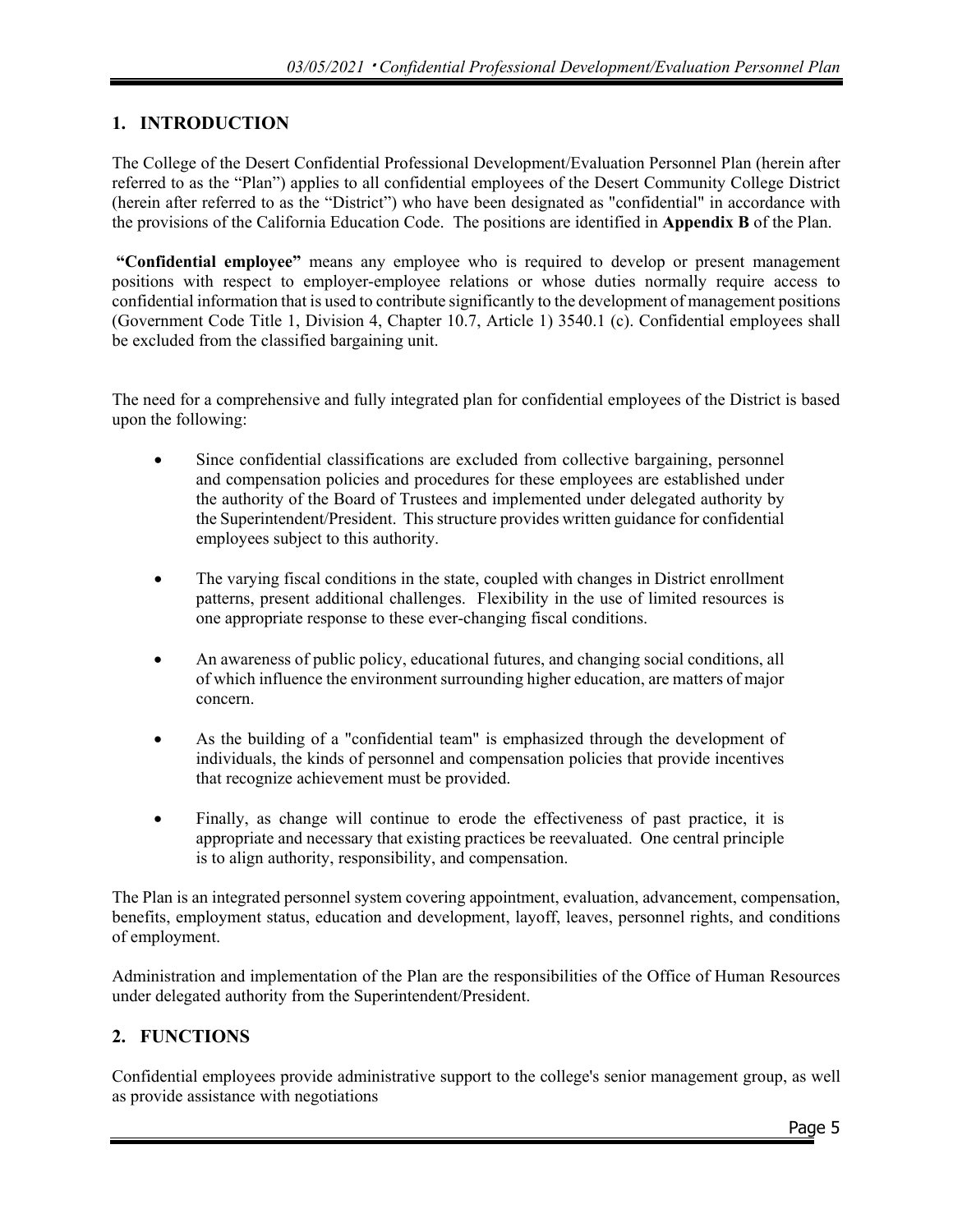## 1. INTRODUCTION

The College of the Desert Confidential Professional Development/Evaluation Personnel Plan (herein after referred to as the "Plan") applies to all confidential employees of the Desert Community College District (herein after referred to as the "District") who have been designated as "confidential" in accordance with the provisions of the California Education Code. The positions are identified in **Appendix B** of the Plan.

**"Confidential employee"** means any employee who is required to develop or present management positions with respect to employer-employee relations or whose duties normally require access to confidential information that is used to contribute significantly to the development of management positions (Government Code Title 1, Division 4, Chapter 10.7, Article 1) 3540.1 (c). Confidential employees shall be excluded from the classified bargaining unit.

The need for a comprehensive and fully integrated plan for confidential employees of the District is based upon the following:

- Since confidential classifications are excluded from collective bargaining, personnel and compensation policies and procedures for these employees are established under the authority of the Board of Trustees and implemented under delegated authority by the Superintendent/President. This structure provides written guidance for confidential employees subject to this authority.
- The varying fiscal conditions in the state, coupled with changes in District enrollment patterns, present additional challenges. Flexibility in the use of limited resources is one appropriate response to these ever-changing fiscal conditions.
- An awareness of public policy, educational futures, and changing social conditions, all of which influence the environment surrounding higher education, are matters of major concern.
- As the building of a "confidential team" is emphasized through the development of individuals, the kinds of personnel and compensation policies that provide incentives that recognize achievement must be provided.
- Finally, as change will continue to erode the effectiveness of past practice, it is appropriate and necessary that existing practices be reevaluated. One central principle is to align authority, responsibility, and compensation.

The Plan is an integrated personnel system covering appointment, evaluation, advancement, compensation, benefits, employment status, education and development, layoff, leaves, personnel rights, and conditions of employment.

Administration and implementation of the Plan are the responsibilities of the Office of Human Resources under delegated authority from the Superintendent/President.

## 2. FUNCTIONS

Confidential employees provide administrative support to the college's senior management group, as well as provide assistance with negotiations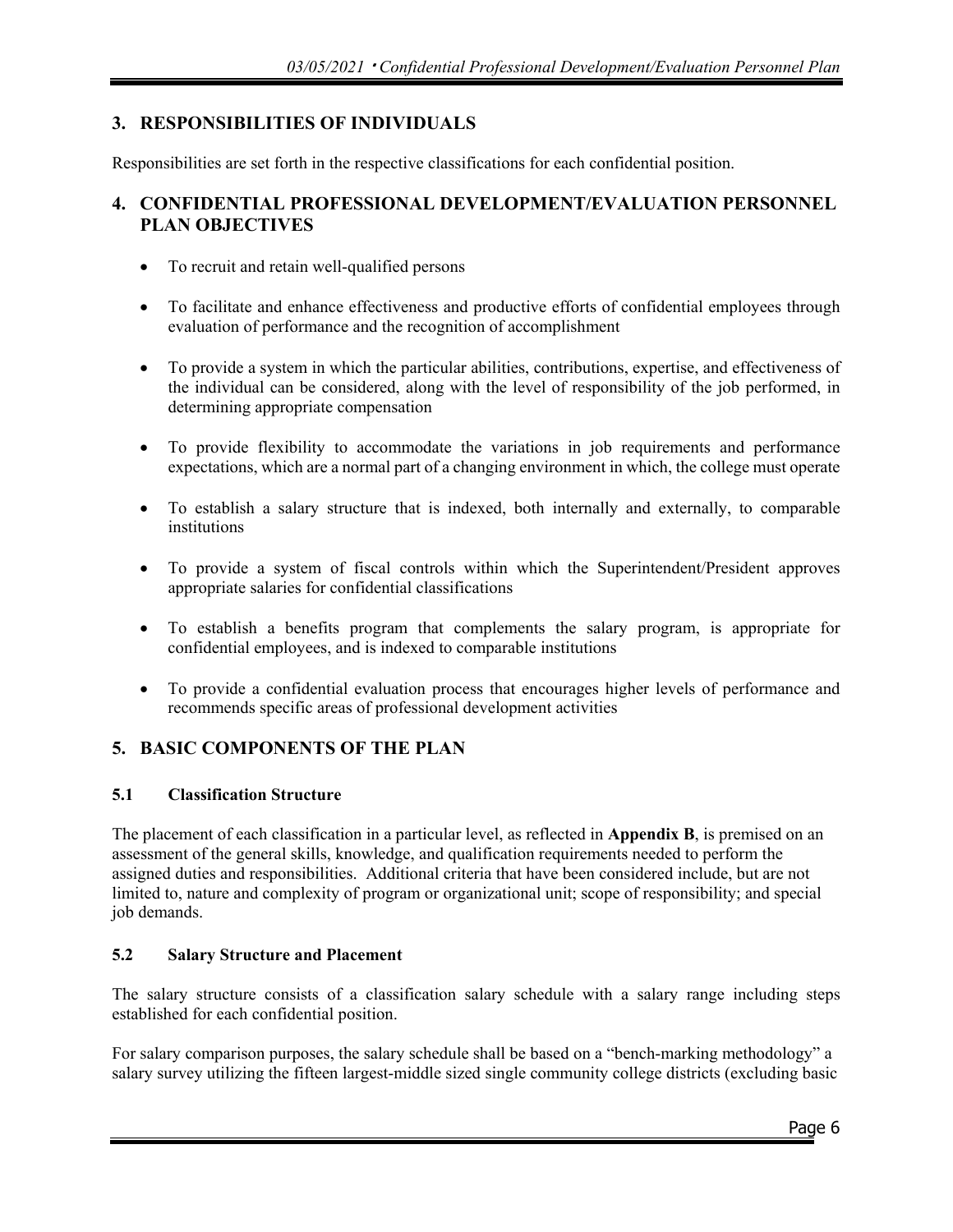## 3. RESPONSIBILITIES OF INDIVIDUALS

Responsibilities are set forth in the respective classifications for each confidential position.

## 4. CONFIDENTIAL PROFESSIONAL DEVELOPMENT/EVALUATION PERSONNEL PLAN OBJECTIVES

- To recruit and retain well-qualified persons
- To facilitate and enhance effectiveness and productive efforts of confidential employees through evaluation of performance and the recognition of accomplishment
- To provide a system in which the particular abilities, contributions, expertise, and effectiveness of the individual can be considered, along with the level of responsibility of the job performed, in determining appropriate compensation
- To provide flexibility to accommodate the variations in job requirements and performance expectations, which are a normal part of a changing environment in which, the college must operate
- To establish a salary structure that is indexed, both internally and externally, to comparable institutions
- To provide a system of fiscal controls within which the Superintendent/President approves appropriate salaries for confidential classifications
- To establish a benefits program that complements the salary program, is appropriate for confidential employees, and is indexed to comparable institutions
- To provide a confidential evaluation process that encourages higher levels of performance and recommends specific areas of professional development activities

## 5. BASIC COMPONENTS OF THE PLAN

### 5.1 Classification Structure

The placement of each classification in a particular level, as reflected in **Appendix B**, is premised on an assessment of the general skills, knowledge, and qualification requirements needed to perform the assigned duties and responsibilities. Additional criteria that have been considered include, but are not limited to, nature and complexity of program or organizational unit; scope of responsibility; and special job demands.

### 5.2 Salary Structure and Placement

The salary structure consists of a classification salary schedule with a salary range including steps established for each confidential position.

For salary comparison purposes, the salary schedule shall be based on a "bench-marking methodology" a salary survey utilizing the fifteen largest-middle sized single community college districts (excluding basic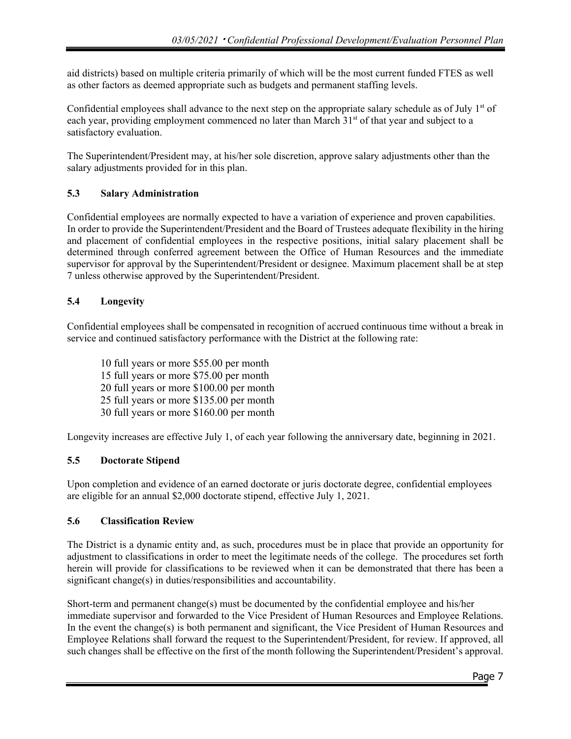aid districts) based on multiple criteria primarily of which will be the most current funded FTES as well as other factors as deemed appropriate such as budgets and permanent staffing levels.

Confidential employees shall advance to the next step on the appropriate salary schedule as of July 1st of each year, providing employment commenced no later than March 31st of that year and subject to a satisfactory evaluation.

The Superintendent/President may, at his/her sole discretion, approve salary adjustments other than the salary adjustments provided for in this plan.

### 5.3 Salary Administration

Confidential employees are normally expected to have a variation of experience and proven capabilities. In order to provide the Superintendent/President and the Board of Trustees adequate flexibility in the hiring and placement of confidential employees in the respective positions, initial salary placement shall be determined through conferred agreement between the Office of Human Resources and the immediate supervisor for approval by the Superintendent/President or designee. Maximum placement shall be at step 7 unless otherwise approved by the Superintendent/President.

### 5.4 Longevity

Confidential employees shall be compensated in recognition of accrued continuous time without a break in service and continued satisfactory performance with the District at the following rate:

10 full years or more $55.00 per month
15 full years or more $75.00 per month
20 full years or more $100.00 per month
25 full years or more $135.00 per month
30 full years or more $160.00 per month

Longevity increases are effective July 1, of each year following the anniversary date, beginning in 2021.

### 5.5 Doctorate Stipend

Upon completion and evidence of an earned doctorate or juris doctorate degree, confidential employees are eligible for an annual $2,000 doctorate stipend, effective July 1, 2021.

### 5.6 Classification Review

The District is a dynamic entity and, as such, procedures must be in place that provide an opportunity for adjustment to classifications in order to meet the legitimate needs of the college. The procedures set forth herein will provide for classifications to be reviewed when it can be demonstrated that there has been a significant change(s) in duties/responsibilities and accountability.

Short-term and permanent change(s) must be documented by the confidential employee and his/her immediate supervisor and forwarded to the Vice President of Human Resources and Employee Relations. In the event the change(s) is both permanent and significant, the Vice President of Human Resources and Employee Relations shall forward the request to the Superintendent/President, for review. If approved, all such changes shall be effective on the first of the month following the Superintendent/President's approval.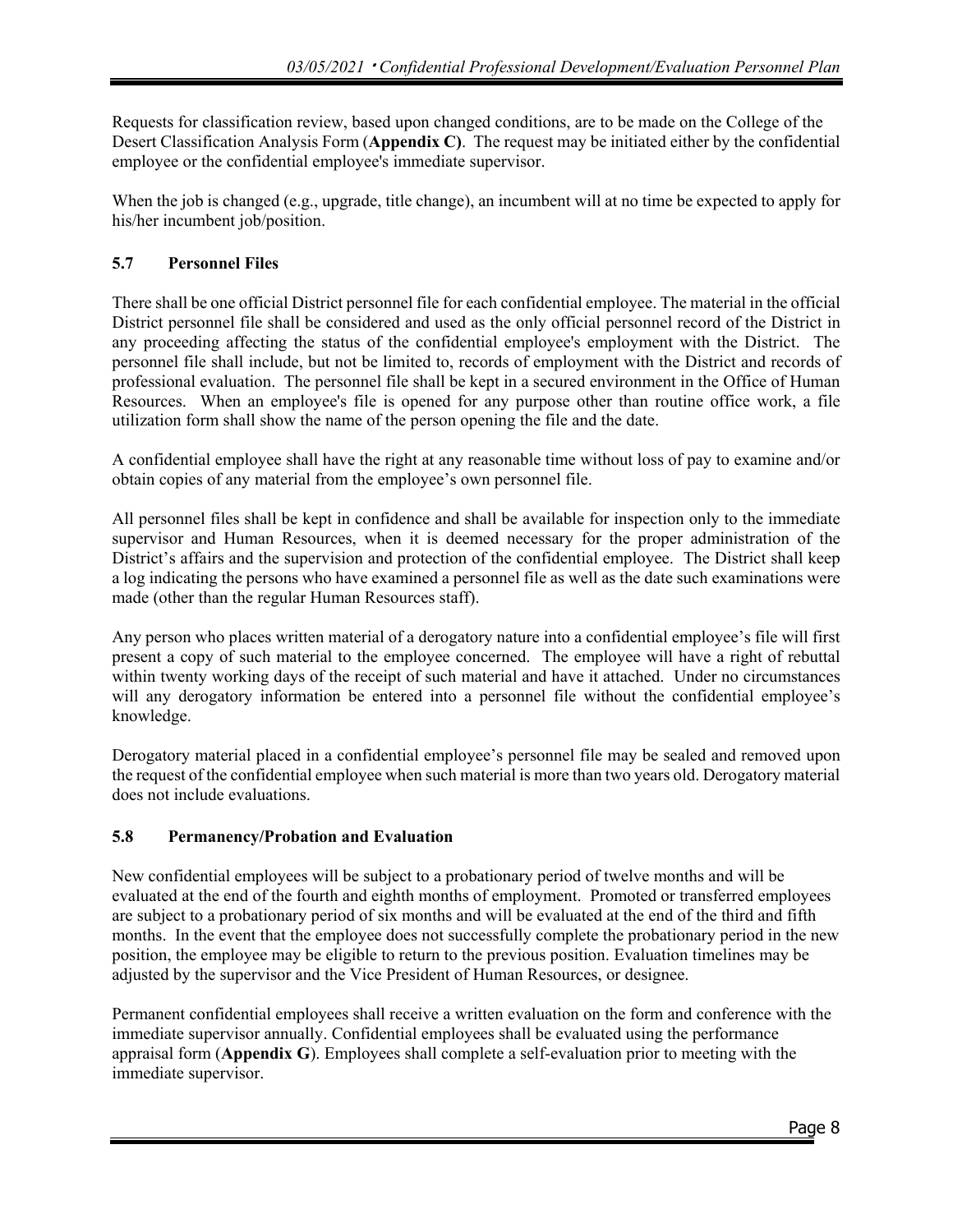Requests for classification review, based upon changed conditions, are to be made on the College of the Desert Classification Analysis Form (**Appendix C)**. The request may be initiated either by the confidential employee or the confidential employee's immediate supervisor.

When the job is changed (e.g., upgrade, title change), an incumbent will at no time be expected to apply for his/her incumbent job/position.

### 5.7 Personnel Files

There shall be one official District personnel file for each confidential employee. The material in the official District personnel file shall be considered and used as the only official personnel record of the District in any proceeding affecting the status of the confidential employee's employment with the District. The personnel file shall include, but not be limited to, records of employment with the District and records of professional evaluation. The personnel file shall be kept in a secured environment in the Office of Human Resources. When an employee's file is opened for any purpose other than routine office work, a file utilization form shall show the name of the person opening the file and the date.

A confidential employee shall have the right at any reasonable time without loss of pay to examine and/or obtain copies of any material from the employee's own personnel file.

All personnel files shall be kept in confidence and shall be available for inspection only to the immediate supervisor and Human Resources, when it is deemed necessary for the proper administration of the District's affairs and the supervision and protection of the confidential employee. The District shall keep a log indicating the persons who have examined a personnel file as well as the date such examinations were made (other than the regular Human Resources staff).

Any person who places written material of a derogatory nature into a confidential employee's file will first present a copy of such material to the employee concerned. The employee will have a right of rebuttal within twenty working days of the receipt of such material and have it attached. Under no circumstances will any derogatory information be entered into a personnel file without the confidential employee's knowledge.

Derogatory material placed in a confidential employee's personnel file may be sealed and removed upon the request of the confidential employee when such material is more than two years old. Derogatory material does not include evaluations.

### 5.8 Permanency/Probation and Evaluation

New confidential employees will be subject to a probationary period of twelve months and will be evaluated at the end of the fourth and eighth months of employment. Promoted or transferred employees are subject to a probationary period of six months and will be evaluated at the end of the third and fifth months. In the event that the employee does not successfully complete the probationary period in the new position, the employee may be eligible to return to the previous position. Evaluation timelines may be adjusted by the supervisor and the Vice President of Human Resources, or designee.

Permanent confidential employees shall receive a written evaluation on the form and conference with the immediate supervisor annually. Confidential employees shall be evaluated using the performance appraisal form (**Appendix G**). Employees shall complete a self-evaluation prior to meeting with the immediate supervisor.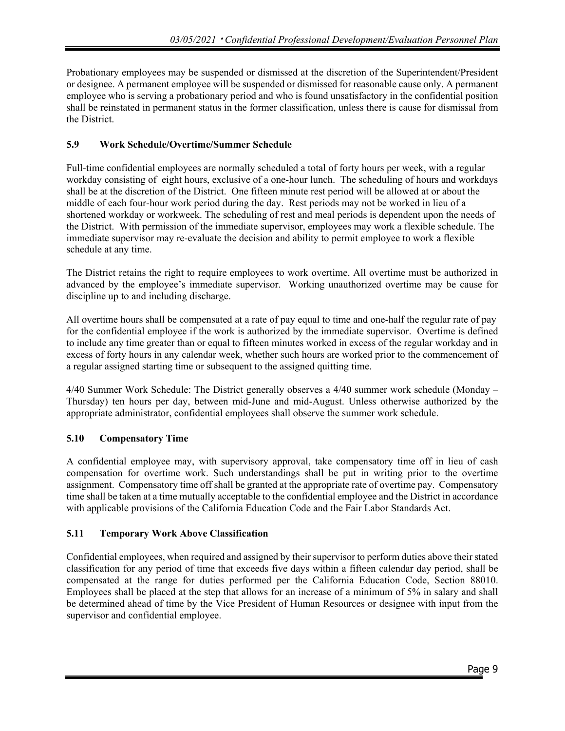Probationary employees may be suspended or dismissed at the discretion of the Superintendent/President or designee. A permanent employee will be suspended or dismissed for reasonable cause only. A permanent employee who is serving a probationary period and who is found unsatisfactory in the confidential position shall be reinstated in permanent status in the former classification, unless there is cause for dismissal from the District.

### 5.9 Work Schedule/Overtime/Summer Schedule

Full-time confidential employees are normally scheduled a total of forty hours per week, with a regular workday consisting of eight hours, exclusive of a one-hour lunch. The scheduling of hours and workdays shall be at the discretion of the District. One fifteen minute rest period will be allowed at or about the middle of each four-hour work period during the day. Rest periods may not be worked in lieu of a shortened workday or workweek. The scheduling of rest and meal periods is dependent upon the needs of the District. With permission of the immediate supervisor, employees may work a flexible schedule. The immediate supervisor may re-evaluate the decision and ability to permit employee to work a flexible schedule at any time.

The District retains the right to require employees to work overtime. All overtime must be authorized in advanced by the employee's immediate supervisor. Working unauthorized overtime may be cause for discipline up to and including discharge.

All overtime hours shall be compensated at a rate of pay equal to time and one-half the regular rate of pay for the confidential employee if the work is authorized by the immediate supervisor. Overtime is defined to include any time greater than or equal to fifteen minutes worked in excess of the regular workday and in excess of forty hours in any calendar week, whether such hours are worked prior to the commencement of a regular assigned starting time or subsequent to the assigned quitting time.

4/40 Summer Work Schedule: The District generally observes a 4/40 summer work schedule (Monday – Thursday) ten hours per day, between mid-June and mid-August. Unless otherwise authorized by the appropriate administrator, confidential employees shall observe the summer work schedule.

### 5.10 Compensatory Time

A confidential employee may, with supervisory approval, take compensatory time off in lieu of cash compensation for overtime work. Such understandings shall be put in writing prior to the overtime assignment. Compensatory time off shall be granted at the appropriate rate of overtime pay. Compensatory time shall be taken at a time mutually acceptable to the confidential employee and the District in accordance with applicable provisions of the California Education Code and the Fair Labor Standards Act.

### 5.11 Temporary Work Above Classification

Confidential employees, when required and assigned by their supervisor to perform duties above their stated classification for any period of time that exceeds five days within a fifteen calendar day period, shall be compensated at the range for duties performed per the California Education Code, Section 88010. Employees shall be placed at the step that allows for an increase of a minimum of 5% in salary and shall be determined ahead of time by the Vice President of Human Resources or designee with input from the supervisor and confidential employee.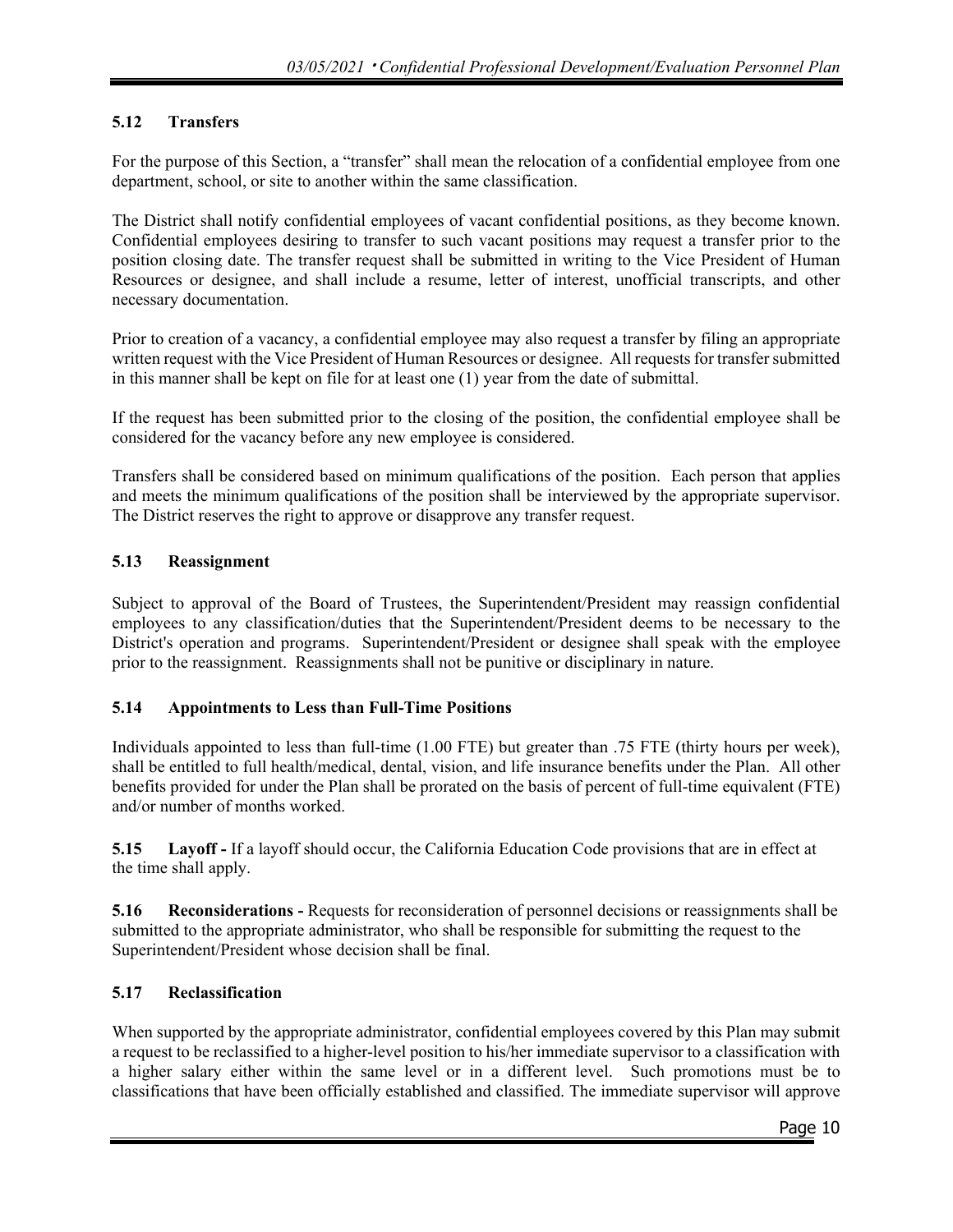### 5.12 Transfers

For the purpose of this Section, a "transfer" shall mean the relocation of a confidential employee from one department, school, or site to another within the same classification.

The District shall notify confidential employees of vacant confidential positions, as they become known. Confidential employees desiring to transfer to such vacant positions may request a transfer prior to the position closing date. The transfer request shall be submitted in writing to the Vice President of Human Resources or designee, and shall include a resume, letter of interest, unofficial transcripts, and other necessary documentation.

Prior to creation of a vacancy, a confidential employee may also request a transfer by filing an appropriate written request with the Vice President of Human Resources or designee. All requests for transfer submitted in this manner shall be kept on file for at least one (1) year from the date of submittal.

If the request has been submitted prior to the closing of the position, the confidential employee shall be considered for the vacancy before any new employee is considered.

Transfers shall be considered based on minimum qualifications of the position. Each person that applies and meets the minimum qualifications of the position shall be interviewed by the appropriate supervisor. The District reserves the right to approve or disapprove any transfer request.

### 5.13 Reassignment

Subject to approval of the Board of Trustees, the Superintendent/President may reassign confidential employees to any classification/duties that the Superintendent/President deems to be necessary to the District's operation and programs. Superintendent/President or designee shall speak with the employee prior to the reassignment. Reassignments shall not be punitive or disciplinary in nature.

### 5.14 Appointments to Less than Full-Time Positions

Individuals appointed to less than full-time (1.00 FTE) but greater than .75 FTE (thirty hours per week), shall be entitled to full health/medical, dental, vision, and life insurance benefits under the Plan. All other benefits provided for under the Plan shall be prorated on the basis of percent of full-time equivalent (FTE) and/or number of months worked.

**5.15 Layoff -** If a layoff should occur, the California Education Code provisions that are in effect at the time shall apply.

**5.16 Reconsiderations -** Requests for reconsideration of personnel decisions or reassignments shall be submitted to the appropriate administrator, who shall be responsible for submitting the request to the Superintendent/President whose decision shall be final.

### 5.17 Reclassification

When supported by the appropriate administrator, confidential employees covered by this Plan may submit a request to be reclassified to a higher-level position to his/her immediate supervisor to a classification with a higher salary either within the same level or in a different level. Such promotions must be to classifications that have been officially established and classified. The immediate supervisor will approve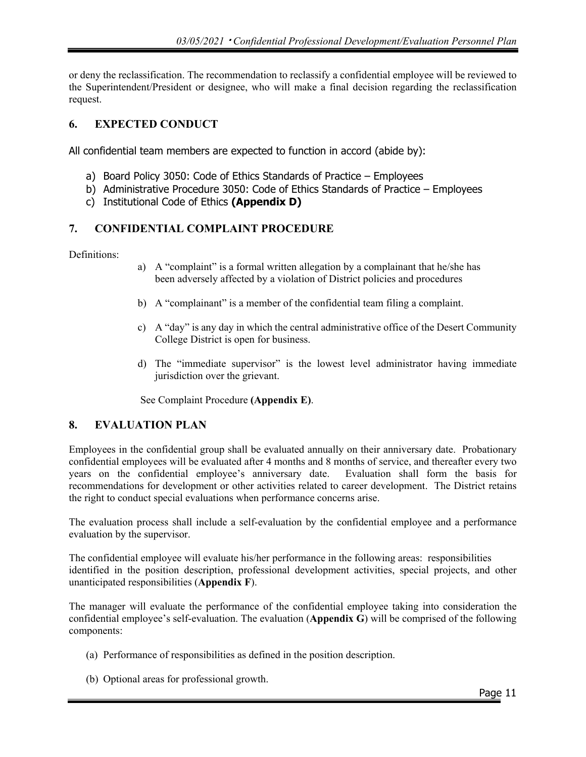or deny the reclassification. The recommendation to reclassify a confidential employee will be reviewed to the Superintendent/President or designee, who will make a final decision regarding the reclassification request.

## 6. EXPECTED CONDUCT

All confidential team members are expected to function in accord (abide by):

a) Board Policy 3050: Code of Ethics Standards of Practice – Employees
b) Administrative Procedure 3050: Code of Ethics Standards of Practice – Employees
c) Institutional Code of Ethics **(Appendix D)**

## 7. CONFIDENTIAL COMPLAINT PROCEDURE

Definitions:

a) A "complaint" is a formal written allegation by a complainant that he/she has been adversely affected by a violation of District policies and procedures

b) A "complainant" is a member of the confidential team filing a complaint.

c) A "day" is any day in which the central administrative office of the Desert Community College District is open for business.

d) The "immediate supervisor" is the lowest level administrator having immediate jurisdiction over the grievant.

See Complaint Procedure **(Appendix E)**.

## 8. EVALUATION PLAN

Employees in the confidential group shall be evaluated annually on their anniversary date. Probationary confidential employees will be evaluated after 4 months and 8 months of service, and thereafter every two years on the confidential employee's anniversary date. Evaluation shall form the basis for recommendations for development or other activities related to career development. The District retains the right to conduct special evaluations when performance concerns arise.

The evaluation process shall include a self-evaluation by the confidential employee and a performance evaluation by the supervisor.

The confidential employee will evaluate his/her performance in the following areas: responsibilities identified in the position description, professional development activities, special projects, and other unanticipated responsibilities (**Appendix F**).

The manager will evaluate the performance of the confidential employee taking into consideration the confidential employee's self-evaluation. The evaluation (**Appendix G**) will be comprised of the following components:

(a) Performance of responsibilities as defined in the position description.

(b) Optional areas for professional growth.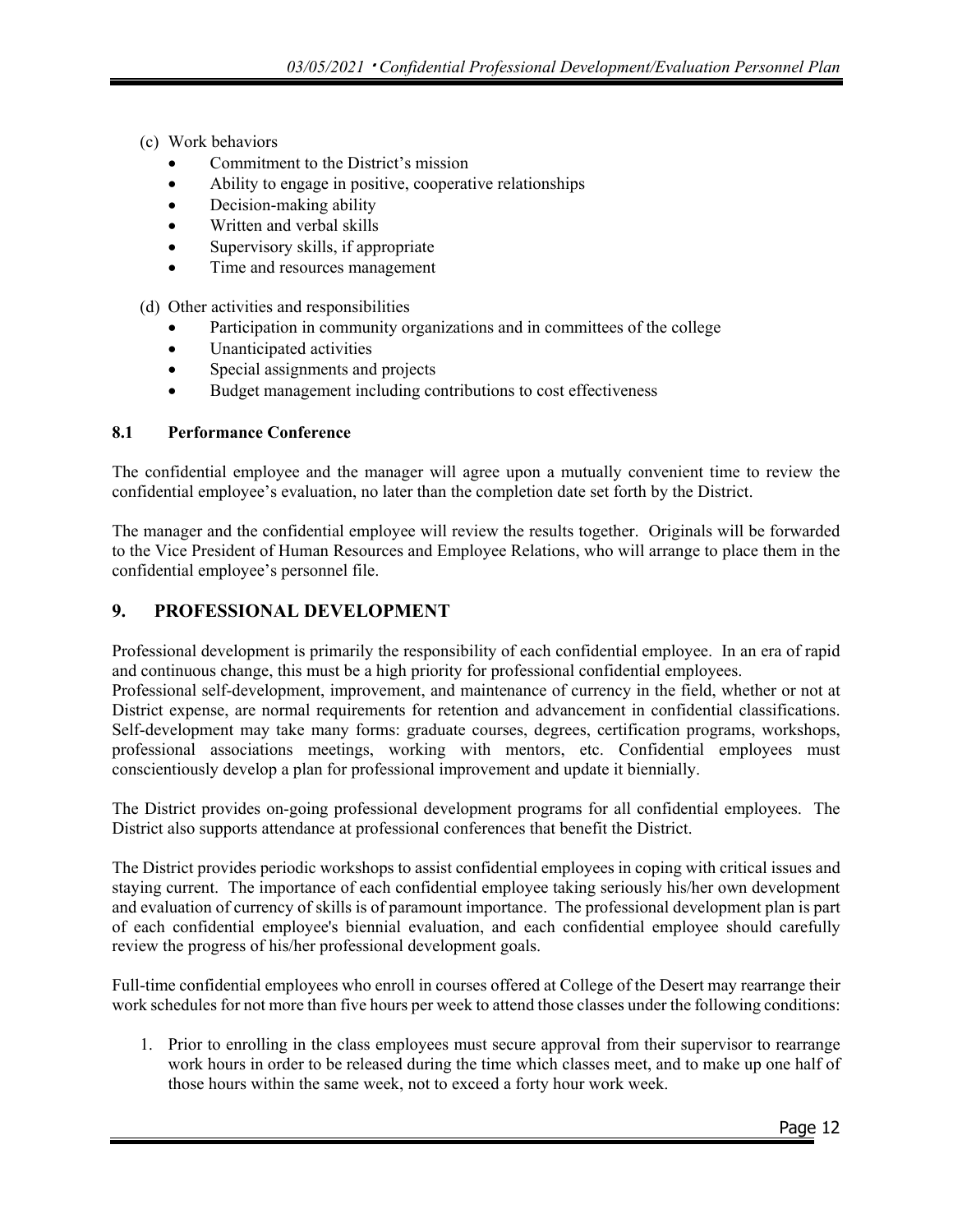(c) Work behaviors

- Commitment to the District's mission
- Ability to engage in positive, cooperative relationships
- Decision-making ability
- Written and verbal skills
- Supervisory skills, if appropriate
- Time and resources management

(d) Other activities and responsibilities

- Participation in community organizations and in committees of the college
- Unanticipated activities
- Special assignments and projects
- Budget management including contributions to cost effectiveness

### 8.1 Performance Conference

The confidential employee and the manager will agree upon a mutually convenient time to review the confidential employee's evaluation, no later than the completion date set forth by the District.

The manager and the confidential employee will review the results together. Originals will be forwarded to the Vice President of Human Resources and Employee Relations, who will arrange to place them in the confidential employee's personnel file.

## 9. PROFESSIONAL DEVELOPMENT

Professional development is primarily the responsibility of each confidential employee. In an era of rapid and continuous change, this must be a high priority for professional confidential employees.
Professional self-development, improvement, and maintenance of currency in the field, whether or not at District expense, are normal requirements for retention and advancement in confidential classifications. Self-development may take many forms: graduate courses, degrees, certification programs, workshops, professional associations meetings, working with mentors, etc. Confidential employees must conscientiously develop a plan for professional improvement and update it biennially.

The District provides on-going professional development programs for all confidential employees. The District also supports attendance at professional conferences that benefit the District.

The District provides periodic workshops to assist confidential employees in coping with critical issues and staying current. The importance of each confidential employee taking seriously his/her own development and evaluation of currency of skills is of paramount importance. The professional development plan is part of each confidential employee's biennial evaluation, and each confidential employee should carefully review the progress of his/her professional development goals.

Full-time confidential employees who enroll in courses offered at College of the Desert may rearrange their work schedules for not more than five hours per week to attend those classes under the following conditions:

1. Prior to enrolling in the class employees must secure approval from their supervisor to rearrange work hours in order to be released during the time which classes meet, and to make up one half of those hours within the same week, not to exceed a forty hour work week.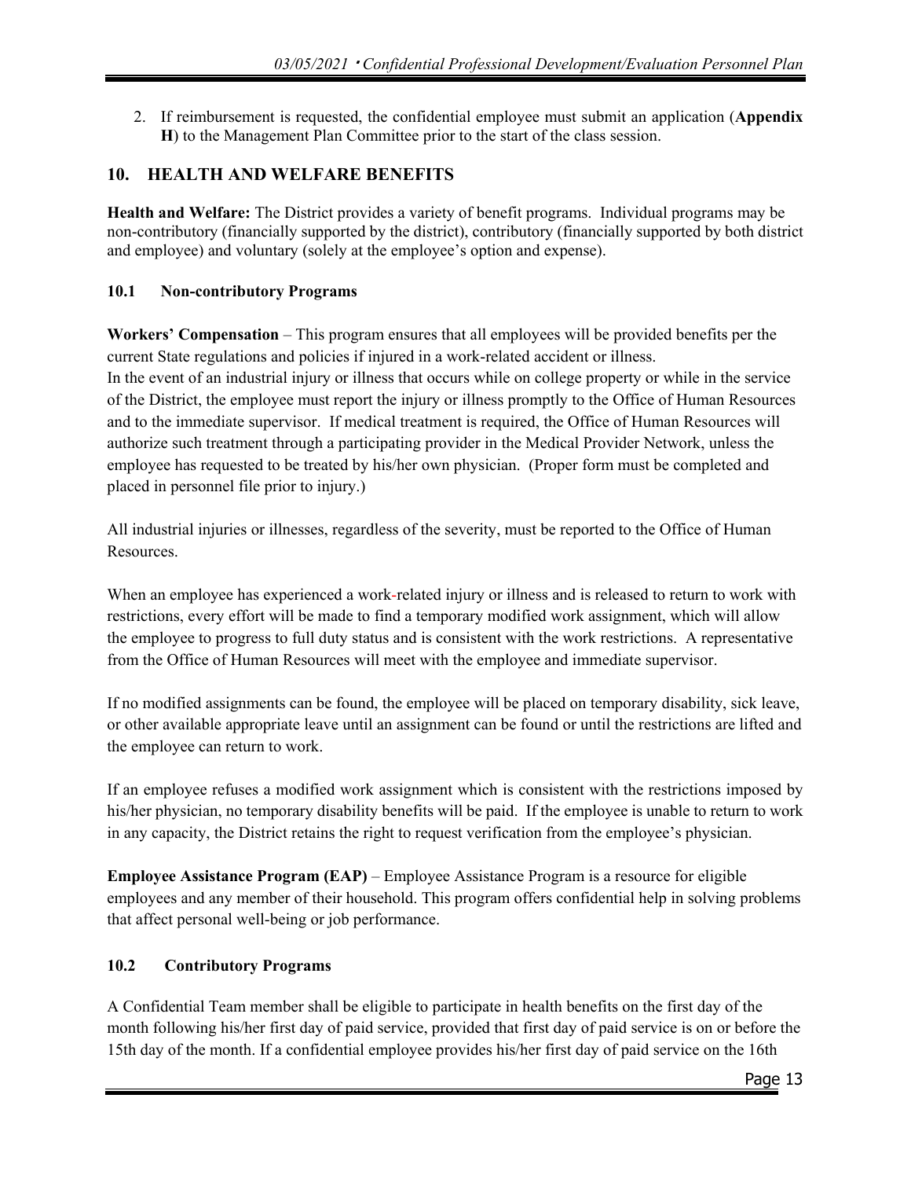2. If reimbursement is requested, the confidential employee must submit an application (**Appendix H**) to the Management Plan Committee prior to the start of the class session.

## 10. HEALTH AND WELFARE BENEFITS

**Health and Welfare:** The District provides a variety of benefit programs. Individual programs may be non-contributory (financially supported by the district), contributory (financially supported by both district and employee) and voluntary (solely at the employee's option and expense).

### 10.1 Non-contributory Programs

**Workers' Compensation** – This program ensures that all employees will be provided benefits per the current State regulations and policies if injured in a work-related accident or illness.
In the event of an industrial injury or illness that occurs while on college property or while in the service of the District, the employee must report the injury or illness promptly to the Office of Human Resources and to the immediate supervisor. If medical treatment is required, the Office of Human Resources will authorize such treatment through a participating provider in the Medical Provider Network, unless the employee has requested to be treated by his/her own physician. (Proper form must be completed and placed in personnel file prior to injury.)

All industrial injuries or illnesses, regardless of the severity, must be reported to the Office of Human Resources.

When an employee has experienced a work-related injury or illness and is released to return to work with restrictions, every effort will be made to find a temporary modified work assignment, which will allow the employee to progress to full duty status and is consistent with the work restrictions. A representative from the Office of Human Resources will meet with the employee and immediate supervisor.

If no modified assignments can be found, the employee will be placed on temporary disability, sick leave, or other available appropriate leave until an assignment can be found or until the restrictions are lifted and the employee can return to work.

If an employee refuses a modified work assignment which is consistent with the restrictions imposed by his/her physician, no temporary disability benefits will be paid. If the employee is unable to return to work in any capacity, the District retains the right to request verification from the employee's physician.

**Employee Assistance Program (EAP)** – Employee Assistance Program is a resource for eligible employees and any member of their household. This program offers confidential help in solving problems that affect personal well-being or job performance.

### 10.2 Contributory Programs

A Confidential Team member shall be eligible to participate in health benefits on the first day of the month following his/her first day of paid service, provided that first day of paid service is on or before the 15th day of the month. If a confidential employee provides his/her first day of paid service on the 16th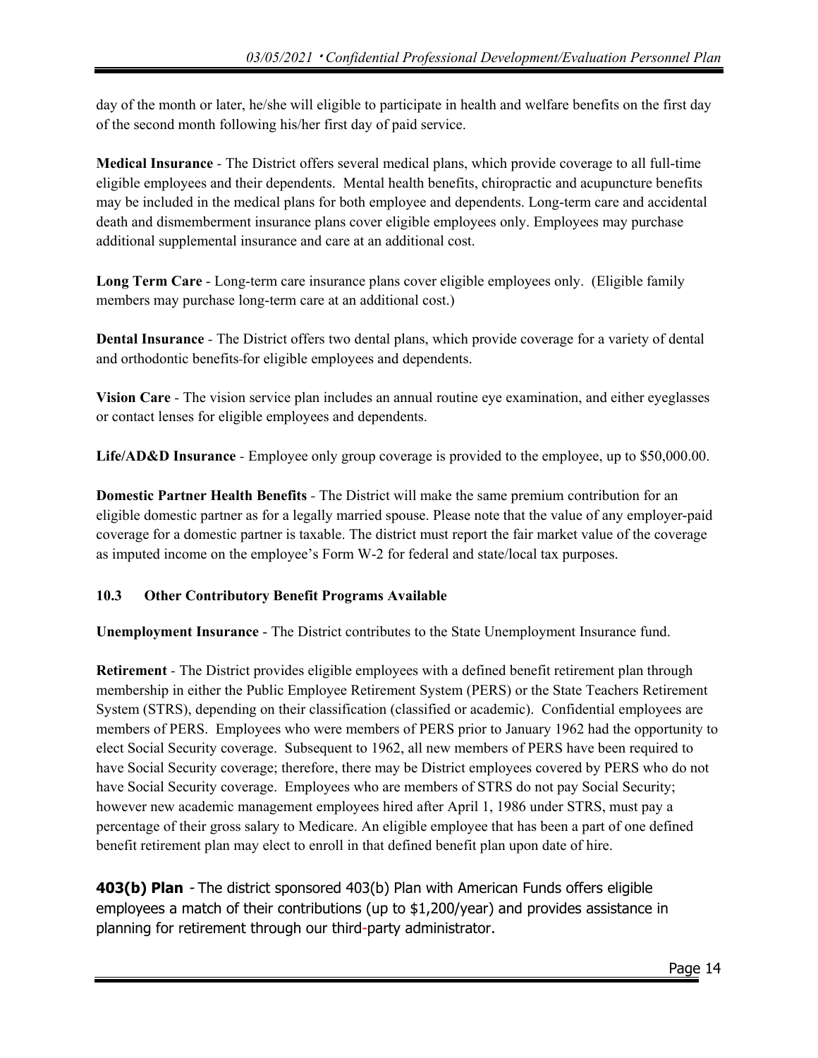day of the month or later, he/she will eligible to participate in health and welfare benefits on the first day of the second month following his/her first day of paid service.

**Medical Insurance** - The District offers several medical plans, which provide coverage to all full-time eligible employees and their dependents. Mental health benefits, chiropractic and acupuncture benefits may be included in the medical plans for both employee and dependents. Long-term care and accidental death and dismemberment insurance plans cover eligible employees only. Employees may purchase additional supplemental insurance and care at an additional cost.

**Long Term Care** - Long-term care insurance plans cover eligible employees only. (Eligible family members may purchase long-term care at an additional cost.)

**Dental Insurance** - The District offers two dental plans, which provide coverage for a variety of dental and orthodontic benefits for eligible employees and dependents.

**Vision Care** - The vision service plan includes an annual routine eye examination, and either eyeglasses or contact lenses for eligible employees and dependents.

**Life/AD&D Insurance** - Employee only group coverage is provided to the employee, up to $50,000.00.

**Domestic Partner Health Benefits** - The District will make the same premium contribution for an eligible domestic partner as for a legally married spouse. Please note that the value of any employer-paid coverage for a domestic partner is taxable. The district must report the fair market value of the coverage as imputed income on the employee's Form W-2 for federal and state/local tax purposes.

### 10.3 Other Contributory Benefit Programs Available

**Unemployment Insurance** - The District contributes to the State Unemployment Insurance fund.

**Retirement** - The District provides eligible employees with a defined benefit retirement plan through membership in either the Public Employee Retirement System (PERS) or the State Teachers Retirement System (STRS), depending on their classification (classified or academic). Confidential employees are members of PERS. Employees who were members of PERS prior to January 1962 had the opportunity to elect Social Security coverage. Subsequent to 1962, all new members of PERS have been required to have Social Security coverage; therefore, there may be District employees covered by PERS who do not have Social Security coverage. Employees who are members of STRS do not pay Social Security; however new academic management employees hired after April 1, 1986 under STRS, must pay a percentage of their gross salary to Medicare. An eligible employee that has been a part of one defined benefit retirement plan may elect to enroll in that defined benefit plan upon date of hire.

**403(b) Plan** - The district sponsored 403(b) Plan with American Funds offers eligible employees a match of their contributions (up to $1,200/year) and provides assistance in planning for retirement through our third-party administrator.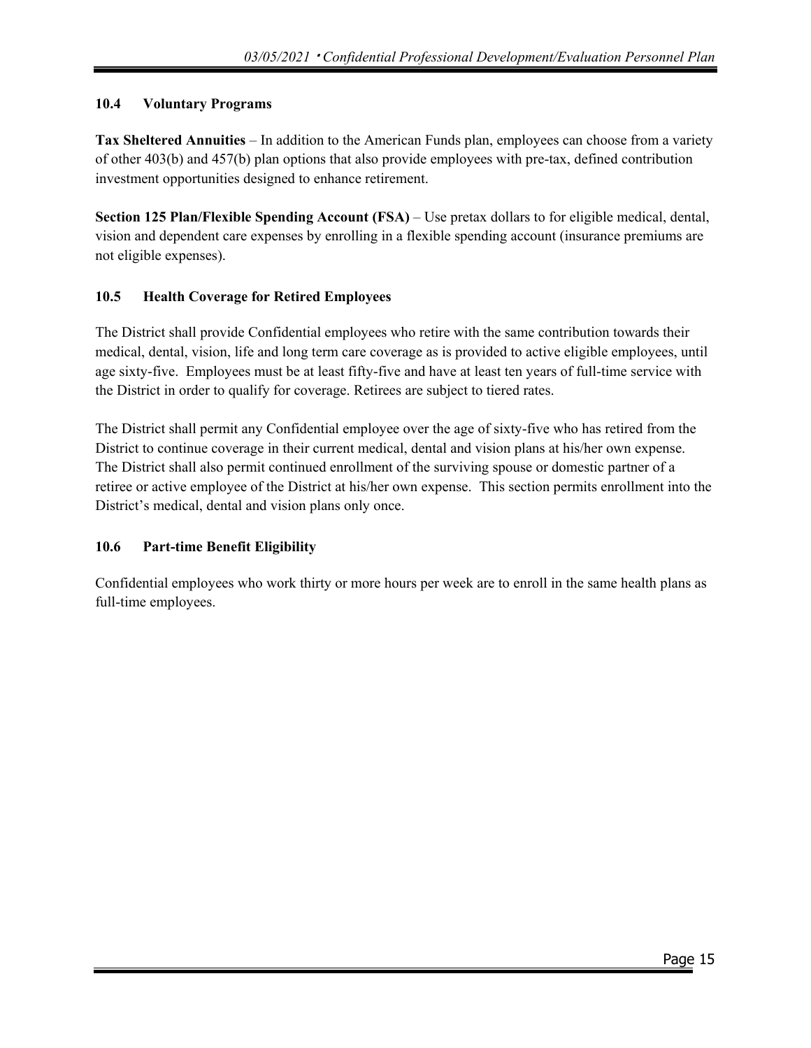### 10.4 Voluntary Programs

**Tax Sheltered Annuities** – In addition to the American Funds plan, employees can choose from a variety of other 403(b) and 457(b) plan options that also provide employees with pre-tax, defined contribution investment opportunities designed to enhance retirement.

**Section 125 Plan/Flexible Spending Account (FSA)** – Use pretax dollars to for eligible medical, dental, vision and dependent care expenses by enrolling in a flexible spending account (insurance premiums are not eligible expenses).

### 10.5 Health Coverage for Retired Employees

The District shall provide Confidential employees who retire with the same contribution towards their medical, dental, vision, life and long term care coverage as is provided to active eligible employees, until age sixty-five. Employees must be at least fifty-five and have at least ten years of full-time service with the District in order to qualify for coverage. Retirees are subject to tiered rates.

The District shall permit any Confidential employee over the age of sixty-five who has retired from the District to continue coverage in their current medical, dental and vision plans at his/her own expense. The District shall also permit continued enrollment of the surviving spouse or domestic partner of a retiree or active employee of the District at his/her own expense. This section permits enrollment into the District's medical, dental and vision plans only once.

### 10.6 Part-time Benefit Eligibility

Confidential employees who work thirty or more hours per week are to enroll in the same health plans as full-time employees.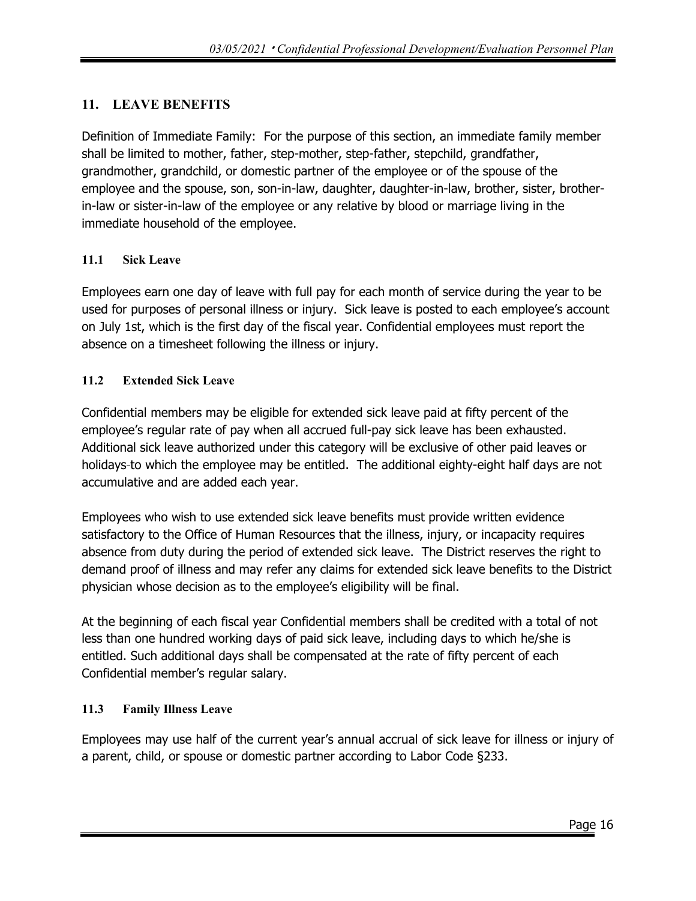## 11. LEAVE BENEFITS

Definition of Immediate Family: For the purpose of this section, an immediate family member shall be limited to mother, father, step-mother, step-father, stepchild, grandfather, grandmother, grandchild, or domestic partner of the employee or of the spouse of the employee and the spouse, son, son-in-law, daughter, daughter-in-law, brother, sister, brother-in-law or sister-in-law of the employee or any relative by blood or marriage living in the immediate household of the employee.

### 11.1 Sick Leave

Employees earn one day of leave with full pay for each month of service during the year to be used for purposes of personal illness or injury. Sick leave is posted to each employee's account on July 1st, which is the first day of the fiscal year. Confidential employees must report the absence on a timesheet following the illness or injury.

### 11.2 Extended Sick Leave

Confidential members may be eligible for extended sick leave paid at fifty percent of the employee's regular rate of pay when all accrued full-pay sick leave has been exhausted. Additional sick leave authorized under this category will be exclusive of other paid leaves or holidays to which the employee may be entitled. The additional eighty-eight half days are not accumulative and are added each year.

Employees who wish to use extended sick leave benefits must provide written evidence satisfactory to the Office of Human Resources that the illness, injury, or incapacity requires absence from duty during the period of extended sick leave. The District reserves the right to demand proof of illness and may refer any claims for extended sick leave benefits to the District physician whose decision as to the employee's eligibility will be final.

At the beginning of each fiscal year Confidential members shall be credited with a total of not less than one hundred working days of paid sick leave, including days to which he/she is entitled. Such additional days shall be compensated at the rate of fifty percent of each Confidential member's regular salary.

### 11.3 Family Illness Leave

Employees may use half of the current year's annual accrual of sick leave for illness or injury of a parent, child, or spouse or domestic partner according to Labor Code §233.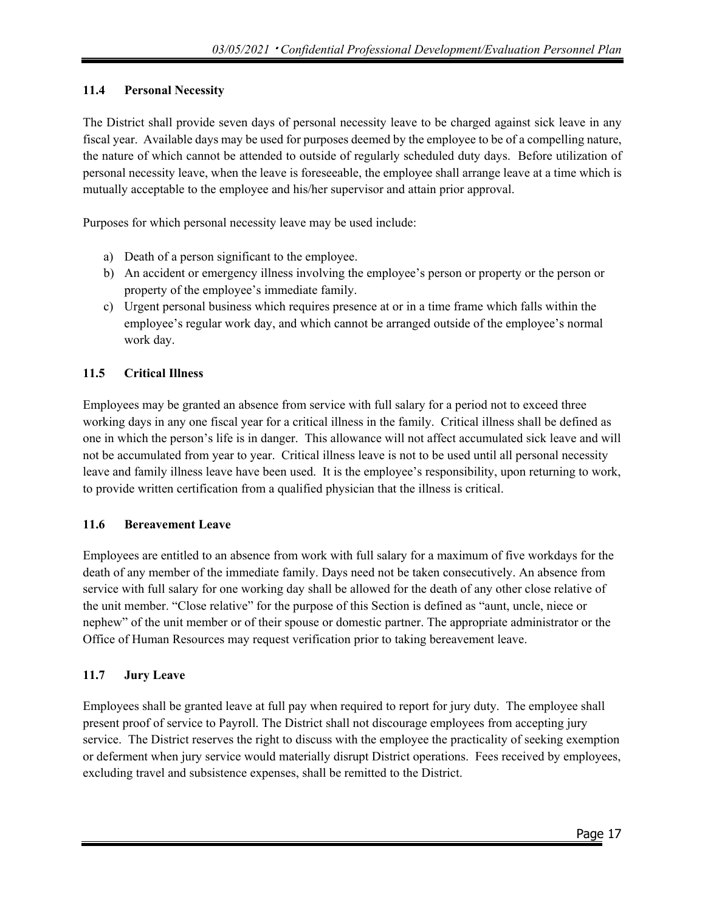### 11.4 Personal Necessity

The District shall provide seven days of personal necessity leave to be charged against sick leave in any fiscal year. Available days may be used for purposes deemed by the employee to be of a compelling nature, the nature of which cannot be attended to outside of regularly scheduled duty days. Before utilization of personal necessity leave, when the leave is foreseeable, the employee shall arrange leave at a time which is mutually acceptable to the employee and his/her supervisor and attain prior approval.

Purposes for which personal necessity leave may be used include:

a) Death of a person significant to the employee.
b) An accident or emergency illness involving the employee's person or property or the person or property of the employee's immediate family.
c) Urgent personal business which requires presence at or in a time frame which falls within the employee's regular work day, and which cannot be arranged outside of the employee's normal work day.

### 11.5 Critical Illness

Employees may be granted an absence from service with full salary for a period not to exceed three working days in any one fiscal year for a critical illness in the family. Critical illness shall be defined as one in which the person's life is in danger. This allowance will not affect accumulated sick leave and will not be accumulated from year to year. Critical illness leave is not to be used until all personal necessity leave and family illness leave have been used. It is the employee's responsibility, upon returning to work, to provide written certification from a qualified physician that the illness is critical.

### 11.6 Bereavement Leave

Employees are entitled to an absence from work with full salary for a maximum of five workdays for the death of any member of the immediate family. Days need not be taken consecutively. An absence from service with full salary for one working day shall be allowed for the death of any other close relative of the unit member. "Close relative" for the purpose of this Section is defined as "aunt, uncle, niece or nephew" of the unit member or of their spouse or domestic partner. The appropriate administrator or the Office of Human Resources may request verification prior to taking bereavement leave.

### 11.7 Jury Leave

Employees shall be granted leave at full pay when required to report for jury duty. The employee shall present proof of service to Payroll. The District shall not discourage employees from accepting jury service. The District reserves the right to discuss with the employee the practicality of seeking exemption or deferment when jury service would materially disrupt District operations. Fees received by employees, excluding travel and subsistence expenses, shall be remitted to the District.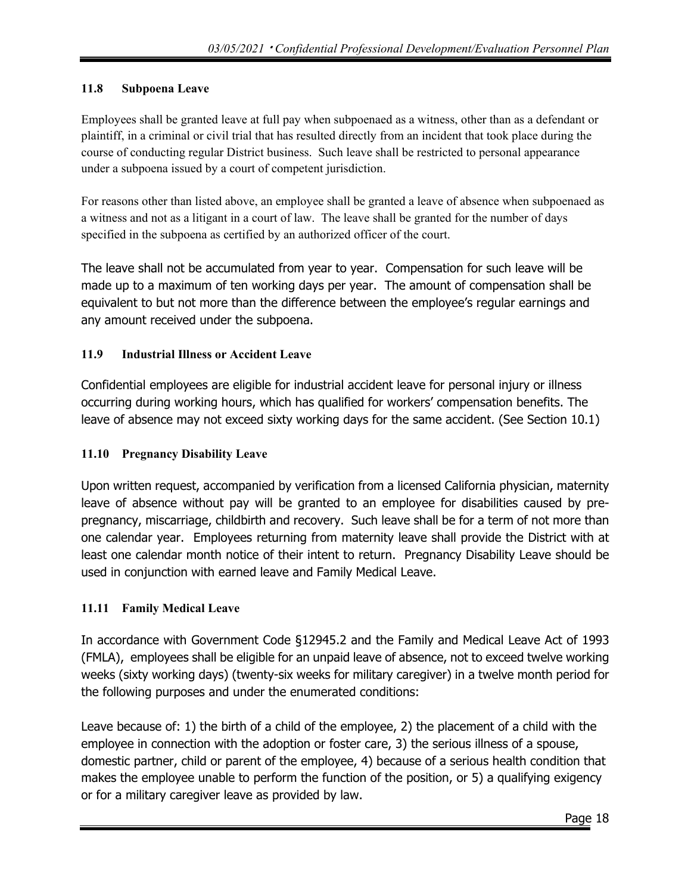### 11.8 Subpoena Leave

Employees shall be granted leave at full pay when subpoenaed as a witness, other than as a defendant or plaintiff, in a criminal or civil trial that has resulted directly from an incident that took place during the course of conducting regular District business. Such leave shall be restricted to personal appearance under a subpoena issued by a court of competent jurisdiction.

For reasons other than listed above, an employee shall be granted a leave of absence when subpoenaed as a witness and not as a litigant in a court of law. The leave shall be granted for the number of days specified in the subpoena as certified by an authorized officer of the court.

The leave shall not be accumulated from year to year. Compensation for such leave will be made up to a maximum of ten working days per year. The amount of compensation shall be equivalent to but not more than the difference between the employee's regular earnings and any amount received under the subpoena.

### 11.9 Industrial Illness or Accident Leave

Confidential employees are eligible for industrial accident leave for personal injury or illness occurring during working hours, which has qualified for workers' compensation benefits. The leave of absence may not exceed sixty working days for the same accident. (See Section 10.1)

### 11.10 Pregnancy Disability Leave

Upon written request, accompanied by verification from a licensed California physician, maternity leave of absence without pay will be granted to an employee for disabilities caused by pre-pregnancy, miscarriage, childbirth and recovery. Such leave shall be for a term of not more than one calendar year. Employees returning from maternity leave shall provide the District with at least one calendar month notice of their intent to return. Pregnancy Disability Leave should be used in conjunction with earned leave and Family Medical Leave.

### 11.11 Family Medical Leave

In accordance with Government Code §12945.2 and the Family and Medical Leave Act of 1993 (FMLA), employees shall be eligible for an unpaid leave of absence, not to exceed twelve working weeks (sixty working days) (twenty-six weeks for military caregiver) in a twelve month period for the following purposes and under the enumerated conditions:

Leave because of: 1) the birth of a child of the employee, 2) the placement of a child with the employee in connection with the adoption or foster care, 3) the serious illness of a spouse, domestic partner, child or parent of the employee, 4) because of a serious health condition that makes the employee unable to perform the function of the position, or 5) a qualifying exigency or for a military caregiver leave as provided by law.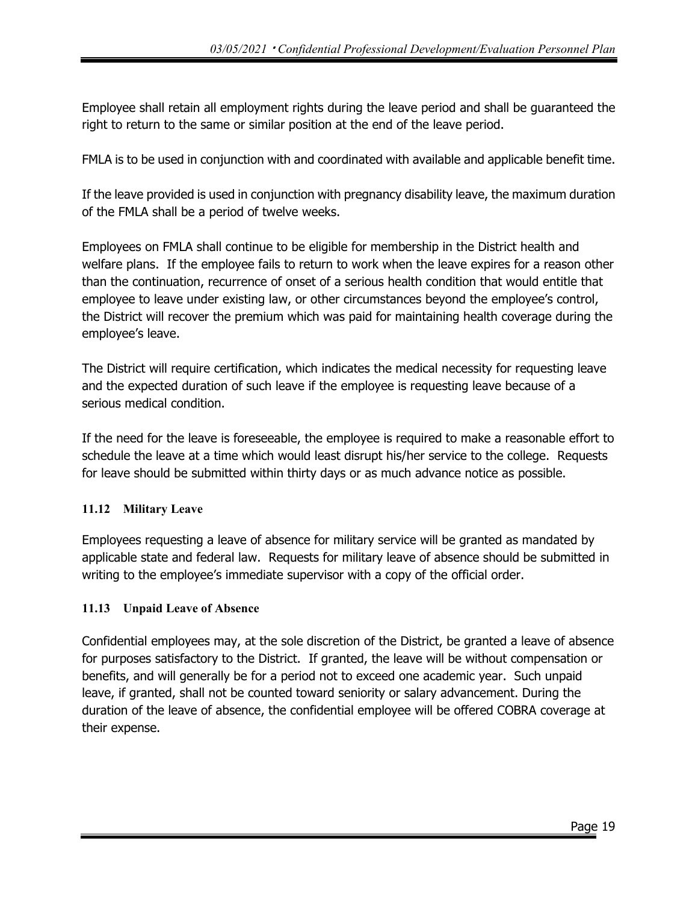Employee shall retain all employment rights during the leave period and shall be guaranteed the right to return to the same or similar position at the end of the leave period.

FMLA is to be used in conjunction with and coordinated with available and applicable benefit time.

If the leave provided is used in conjunction with pregnancy disability leave, the maximum duration of the FMLA shall be a period of twelve weeks.

Employees on FMLA shall continue to be eligible for membership in the District health and welfare plans. If the employee fails to return to work when the leave expires for a reason other than the continuation, recurrence of onset of a serious health condition that would entitle that employee to leave under existing law, or other circumstances beyond the employee's control, the District will recover the premium which was paid for maintaining health coverage during the employee's leave.

The District will require certification, which indicates the medical necessity for requesting leave and the expected duration of such leave if the employee is requesting leave because of a serious medical condition.

If the need for the leave is foreseeable, the employee is required to make a reasonable effort to schedule the leave at a time which would least disrupt his/her service to the college. Requests for leave should be submitted within thirty days or as much advance notice as possible.

### 11.12 Military Leave

Employees requesting a leave of absence for military service will be granted as mandated by applicable state and federal law. Requests for military leave of absence should be submitted in writing to the employee's immediate supervisor with a copy of the official order.

### 11.13 Unpaid Leave of Absence

Confidential employees may, at the sole discretion of the District, be granted a leave of absence for purposes satisfactory to the District. If granted, the leave will be without compensation or benefits, and will generally be for a period not to exceed one academic year. Such unpaid leave, if granted, shall not be counted toward seniority or salary advancement. During the duration of the leave of absence, the confidential employee will be offered COBRA coverage at their expense.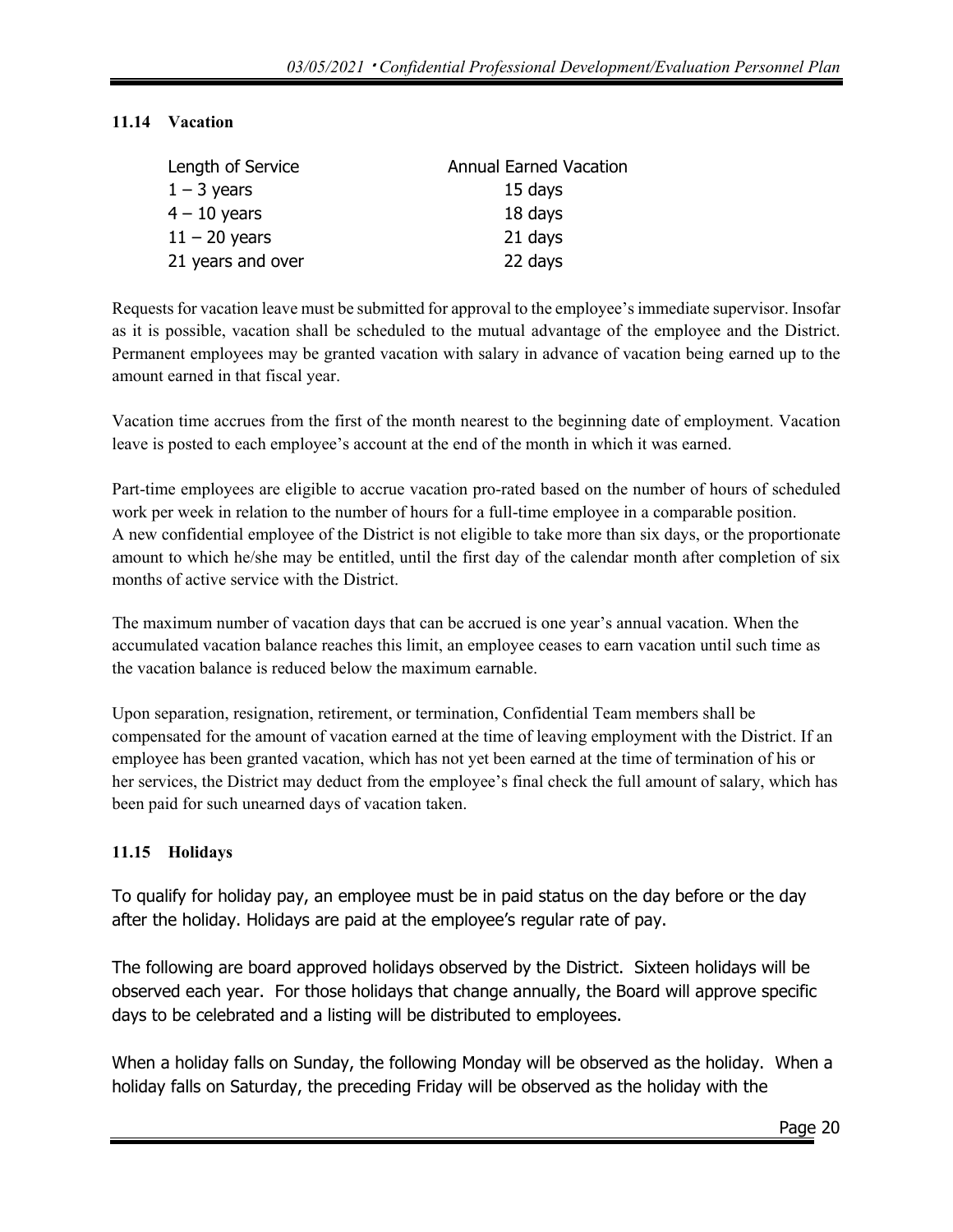### 11.14 Vacation

| Length of Service | Annual Earned Vacation |
|---|---|
| 1 – 3 years | 15 days |
| 4 – 10 years | 18 days |
| 11 – 20 years | 21 days |
| 21 years and over | 22 days |

Requests for vacation leave must be submitted for approval to the employee's immediate supervisor. Insofar as it is possible, vacation shall be scheduled to the mutual advantage of the employee and the District. Permanent employees may be granted vacation with salary in advance of vacation being earned up to the amount earned in that fiscal year.

Vacation time accrues from the first of the month nearest to the beginning date of employment. Vacation leave is posted to each employee's account at the end of the month in which it was earned.

Part-time employees are eligible to accrue vacation pro-rated based on the number of hours of scheduled work per week in relation to the number of hours for a full-time employee in a comparable position.
A new confidential employee of the District is not eligible to take more than six days, or the proportionate amount to which he/she may be entitled, until the first day of the calendar month after completion of six months of active service with the District.

The maximum number of vacation days that can be accrued is one year's annual vacation. When the accumulated vacation balance reaches this limit, an employee ceases to earn vacation until such time as the vacation balance is reduced below the maximum earnable.

Upon separation, resignation, retirement, or termination, Confidential Team members shall be compensated for the amount of vacation earned at the time of leaving employment with the District. If an employee has been granted vacation, which has not yet been earned at the time of termination of his or her services, the District may deduct from the employee's final check the full amount of salary, which has been paid for such unearned days of vacation taken.

### 11.15 Holidays

To qualify for holiday pay, an employee must be in paid status on the day before or the day after the holiday. Holidays are paid at the employee's regular rate of pay.

The following are board approved holidays observed by the District. Sixteen holidays will be observed each year. For those holidays that change annually, the Board will approve specific days to be celebrated and a listing will be distributed to employees.

When a holiday falls on Sunday, the following Monday will be observed as the holiday. When a holiday falls on Saturday, the preceding Friday will be observed as the holiday with the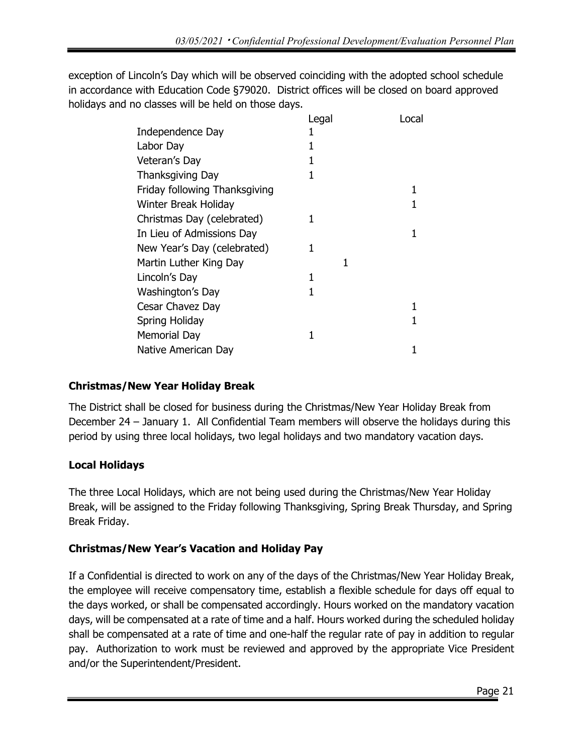exception of Lincoln's Day which will be observed coinciding with the adopted school schedule in accordance with Education Code §79020. District offices will be closed on board approved holidays and no classes will be held on those days.

| | Legal | Local |
|---|---|---|
| Independence Day | 1 | |
| Labor Day | 1 | |
| Veteran's Day | 1 | |
| Thanksgiving Day | 1 | |
| Friday following Thanksgiving | | 1 |
| Winter Break Holiday | | 1 |
| Christmas Day (celebrated) | 1 | |
| In Lieu of Admissions Day | | 1 |
| New Year's Day (celebrated) | 1 | |
| Martin Luther King Day | 1 | |
| Lincoln's Day | 1 | |
| Washington's Day | 1 | |
| Cesar Chavez Day | | 1 |
| Spring Holiday | | 1 |
| Memorial Day | 1 | |
| Native American Day | | 1 |

### Christmas/New Year Holiday Break

The District shall be closed for business during the Christmas/New Year Holiday Break from December 24 – January 1. All Confidential Team members will observe the holidays during this period by using three local holidays, two legal holidays and two mandatory vacation days.

### Local Holidays

The three Local Holidays, which are not being used during the Christmas/New Year Holiday Break, will be assigned to the Friday following Thanksgiving, Spring Break Thursday, and Spring Break Friday.

### Christmas/New Year's Vacation and Holiday Pay

If a Confidential is directed to work on any of the days of the Christmas/New Year Holiday Break, the employee will receive compensatory time, establish a flexible schedule for days off equal to the days worked, or shall be compensated accordingly. Hours worked on the mandatory vacation days, will be compensated at a rate of time and a half. Hours worked during the scheduled holiday shall be compensated at a rate of time and one-half the regular rate of pay in addition to regular pay. Authorization to work must be reviewed and approved by the appropriate Vice President and/or the Superintendent/President.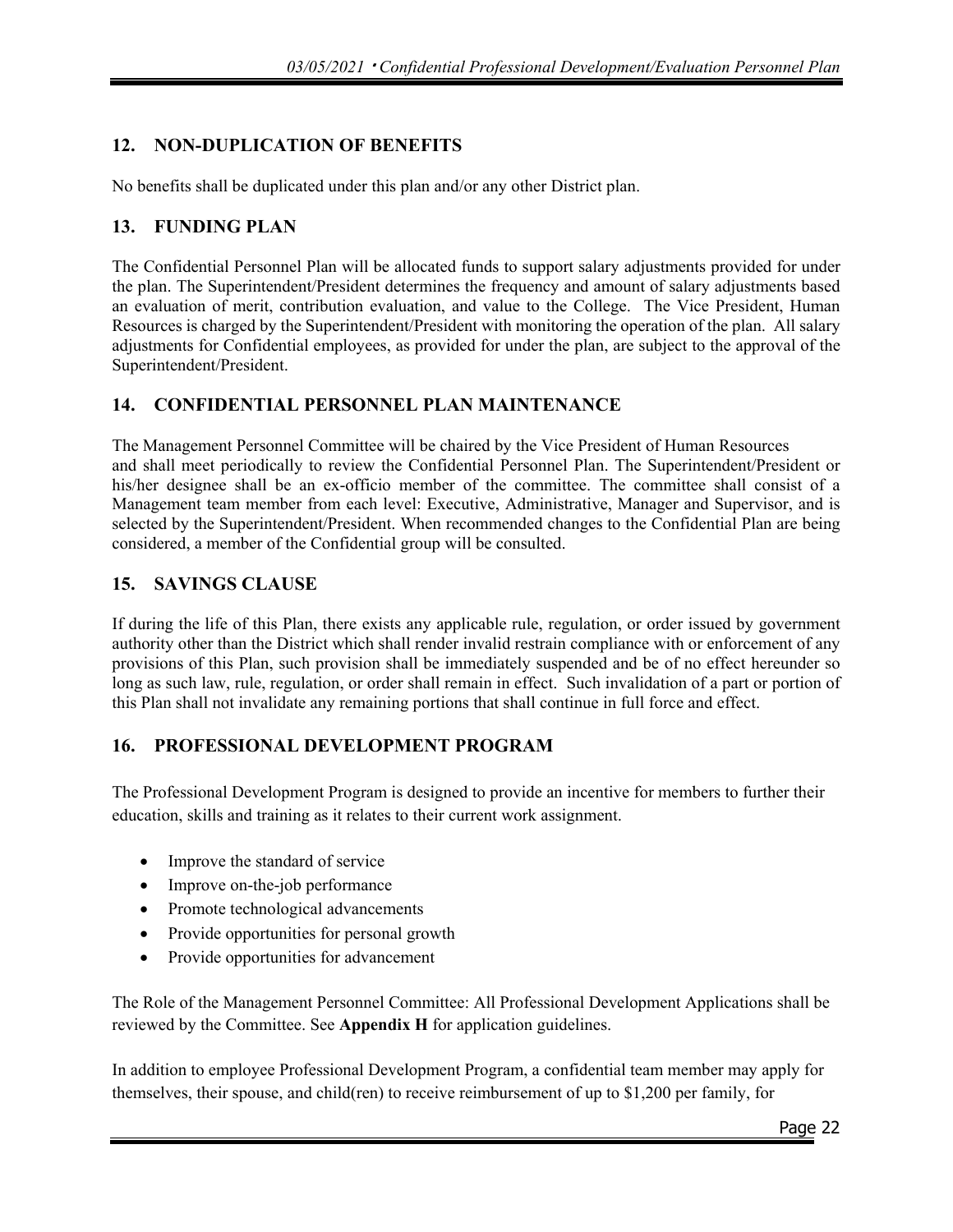## 12. NON-DUPLICATION OF BENEFITS

No benefits shall be duplicated under this plan and/or any other District plan.

## 13. FUNDING PLAN

The Confidential Personnel Plan will be allocated funds to support salary adjustments provided for under the plan. The Superintendent/President determines the frequency and amount of salary adjustments based an evaluation of merit, contribution evaluation, and value to the College. The Vice President, Human Resources is charged by the Superintendent/President with monitoring the operation of the plan. All salary adjustments for Confidential employees, as provided for under the plan, are subject to the approval of the Superintendent/President.

## 14. CONFIDENTIAL PERSONNEL PLAN MAINTENANCE

The Management Personnel Committee will be chaired by the Vice President of Human Resources and shall meet periodically to review the Confidential Personnel Plan. The Superintendent/President or his/her designee shall be an ex-officio member of the committee. The committee shall consist of a Management team member from each level: Executive, Administrative, Manager and Supervisor, and is selected by the Superintendent/President. When recommended changes to the Confidential Plan are being considered, a member of the Confidential group will be consulted.

## 15. SAVINGS CLAUSE

If during the life of this Plan, there exists any applicable rule, regulation, or order issued by government authority other than the District which shall render invalid restrain compliance with or enforcement of any provisions of this Plan, such provision shall be immediately suspended and be of no effect hereunder so long as such law, rule, regulation, or order shall remain in effect. Such invalidation of a part or portion of this Plan shall not invalidate any remaining portions that shall continue in full force and effect.

## 16. PROFESSIONAL DEVELOPMENT PROGRAM

The Professional Development Program is designed to provide an incentive for members to further their education, skills and training as it relates to their current work assignment.

- Improve the standard of service
- Improve on-the-job performance
- Promote technological advancements
- Provide opportunities for personal growth
- Provide opportunities for advancement

The Role of the Management Personnel Committee: All Professional Development Applications shall be reviewed by the Committee. See **Appendix H** for application guidelines.

In addition to employee Professional Development Program, a confidential team member may apply for themselves, their spouse, and child(ren) to receive reimbursement of up to $1,200 per family, for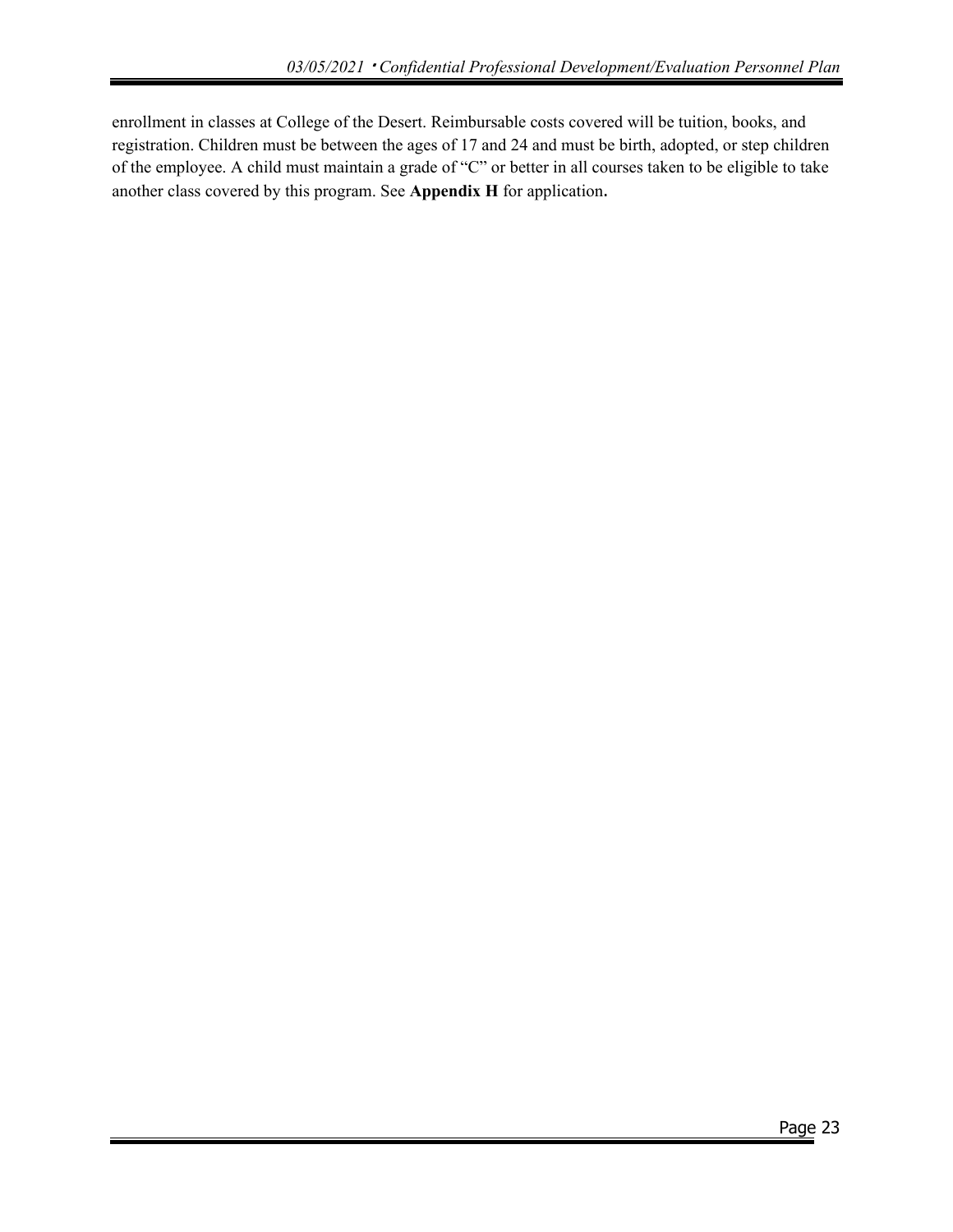enrollment in classes at College of the Desert. Reimbursable costs covered will be tuition, books, and registration. Children must be between the ages of 17 and 24 and must be birth, adopted, or step children of the employee. A child must maintain a grade of "C" or better in all courses taken to be eligible to take another class covered by this program. See **Appendix H** for application**.**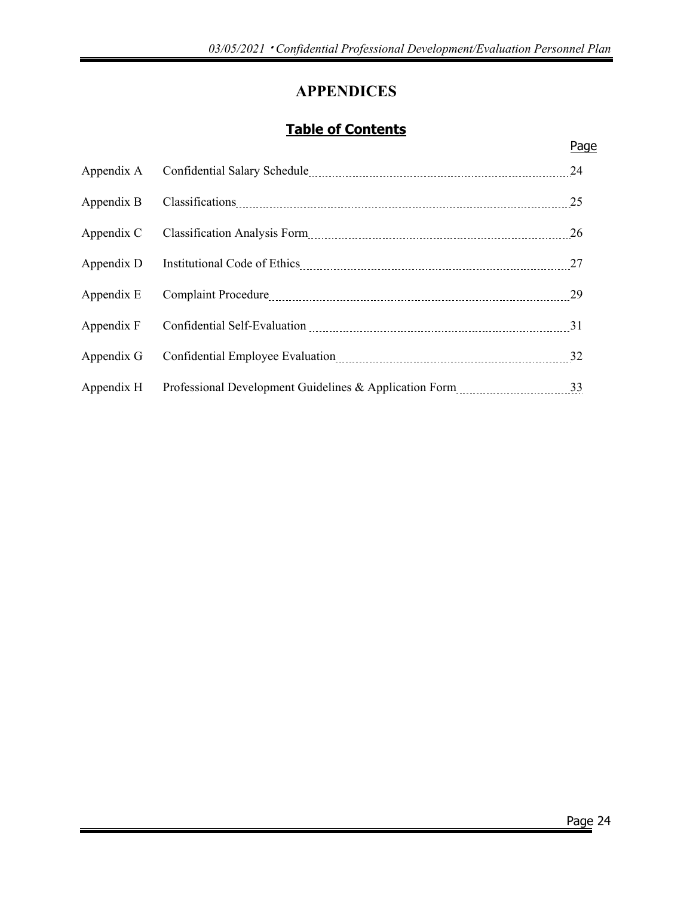# APPENDICES

## Table of Contents

| | | Page |
|---|---|---|
| Appendix A | Confidential Salary Schedule | 24 |
| Appendix B | Classifications | 25 |
| Appendix C | Classification Analysis Form | 26 |
| Appendix D | Institutional Code of Ethics | 27 |
| Appendix E | Complaint Procedure | 29 |
| Appendix F | Confidential Self-Evaluation | 31 |
| Appendix G | Confidential Employee Evaluation | 32 |
| Appendix H | Professional Development Guidelines & Application Form | 33 |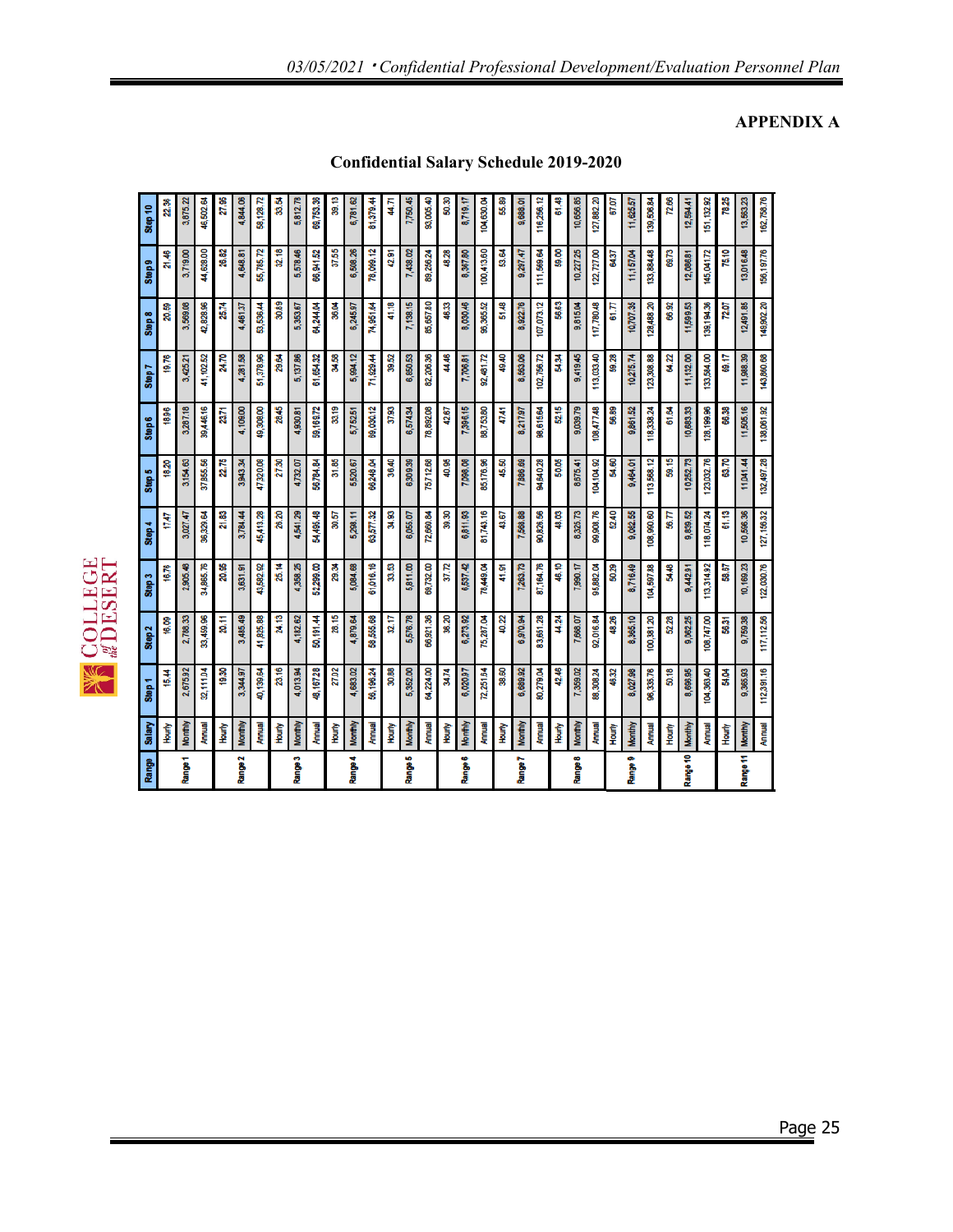## APPENDIX A

## Confidential Salary Schedule 2019-2020

| Range | Salary | Step 1 | Step 2 | Step 3 | Step 4 | Step 5 | Step 6 | Step 7 | Step 8 | Step 9 | Step 10 |
|---|---|---|---|---|---|---|---|---|---|---|---|
| Range 1 | Hourly | 15.44 | 16.09 | 16.76 | 17.47 | 18.20 | 18.96 | 19.76 | 20.59 | 21.46 | 22.36 |
| | Monthly | 2,675.92 | 2,788.33 | 2,905.48 | 3,027.47 | 3,154.63 | 3,287.18 | 3,425.21 | 3,569.08 | 3,719.00 | 3,875.22 |
| | Annual | 32,111.04 | 33,459.96 | 34,865.76 | 36,329.64 | 37,855.56 | 39,446.16 | 41,102.52 | 42,828.96 | 44,628.00 | 46,502.64 |
| Range 2 | Hourly | 19.30 | 20.11 | 20.95 | 21.83 | 22.75 | 23.71 | 24.70 | 25.74 | 26.82 | 27.95 |
| | Monthly | 3,344.97 | 3,485.49 | 3,631.91 | 3,784.44 | 3,943.34 | 4,109.00 | 4,281.58 | 4,461.37 | 4,648.81 | 4,844.06 |
| | Annual | 40,139.64 | 41,825.88 | 43,582.92 | 45,413.28 | 47,320.08 | 49,308.00 | 51,378.96 | 53,536.44 | 55,785.72 | 58,128.72 |
| Range 3 | Hourly | 23.16 | 24.13 | 25.14 | 26.20 | 27.30 | 28.45 | 29.64 | 30.89 | 32.18 | 33.54 |
| | Monthly | 4,013.94 | 4,182.62 | 4,358.25 | 4,541.29 | 4,732.07 | 4,930.81 | 5,137.86 | 5,353.67 | 5,578.46 | 5,812.78 |
| | Annual | 48,167.28 | 50,191.44 | 52,299.00 | 54,495.48 | 56,784.84 | 59,169.72 | 61,654.32 | 64,244.04 | 66,941.52 | 69,753.36 |
| Range 4 | Hourly | 27.02 | 28.15 | 29.34 | 30.57 | 31.85 | 33.19 | 34.58 | 36.04 | 37.55 | 39.13 |
| | Monthly | 4,683.02 | 4,879.64 | 5,084.68 | 5,298.11 | 5,520.67 | 5,752.51 | 5,994.12 | 6,245.97 | 6,508.26 | 6,781.62 |
| | Annual | 56,196.24 | 58,555.68 | 61,016.16 | 63,577.32 | 66,248.04 | 69,030.12 | 71,929.44 | 74,951.64 | 78,099.12 | 81,379.44 |
| Range 5 | Hourly | 30.88 | 32.17 | 33.53 | 34.93 | 36.40 | 37.93 | 39.52 | 41.18 | 42.91 | 44.71 |
| | Monthly | 5,352.00 | 5,576.78 | 5,811.00 | 6,055.07 | 6,309.39 | 6,574.34 | 6,850.53 | 7,138.15 | 7,438.02 | 7,750.45 |
| | Annual | 64,224.00 | 66,921.36 | 69,732.00 | 72,660.84 | 75,712.68 | 78,892.08 | 82,206.36 | 85,657.80 | 89,256.24 | 93,005.40 |
| Range 6 | Hourly | 34.74 | 36.20 | 37.72 | 39.30 | 40.95 | 42.67 | 44.46 | 46.33 | 48.28 | 50.30 |
| | Monthly | 6,020.97 | 6,273.92 | 6,537.42 | 6,811.93 | 7,098.08 | 7,396.15 | 7,706.81 | 8,030.46 | 8,367.80 | 8,719.17 |
| | Annual | 72,251.64 | 75,287.04 | 78,449.04 | 81,743.16 | 85,176.96 | 88,753.80 | 92,481.72 | 96,365.52 | 100,413.60 | 104,630.04 |
| Range 7 | Hourly | 38.60 | 40.22 | 41.91 | 43.67 | 45.50 | 47.41 | 49.40 | 51.48 | 53.64 | 55.89 |
| | Monthly | 6,689.92 | 6,970.94 | 7,263.73 | 7,568.88 | 7,886.69 | 8,217.97 | 8,563.06 | 8,922.76 | 9,297.47 | 9,688.01 |
| | Annual | 80,279.04 | 83,651.28 | 87,164.76 | 90,826.56 | 94,640.28 | 98,615.64 | 102,756.72 | 107,073.12 | 111,569.64 | 116,256.12 |
| Range 8 | Hourly | 42.46 | 44.24 | 46.10 | 48.03 | 50.05 | 52.15 | 54.34 | 56.63 | 59.00 | 61.48 |
| | Monthly | 7,359.02 | 7,668.07 | 7,990.17 | 8,325.73 | 8,675.41 | 9,039.79 | 9,419.45 | 9,815.04 | 10,227.25 | 10,656.85 |
| | Annual | 88,308.24 | 92,016.84 | 95,882.04 | 99,908.76 | 104,104.92 | 108,477.48 | 113,033.40 | 117,780.48 | 122,727.00 | 127,882.20 |
| Range 9 | Hourly | 46.32 | 48.26 | 50.29 | 52.40 | 54.60 | 56.89 | 59.28 | 61.77 | 64.37 | 67.07 |
| | Monthly | 8,027.98 | 8,365.10 | 8,716.49 | 9,082.55 | 9,464.01 | 9,861.52 | 10,275.74 | 10,707.35 | 11,157.04 | 11,625.57 |
| | Annual | 96,335.76 | 100,381.20 | 104,597.88 | 108,990.60 | 113,568.12 | 118,338.24 | 123,308.88 | 128,488.20 | 133,884.48 | 139,506.84 |
| Range 10 | Hourly | 50.18 | 52.28 | 54.48 | 56.77 | 59.15 | 61.64 | 64.22 | 66.92 | 69.73 | 72.66 |
| | Monthly | 8,696.95 | 9,062.25 | 9,442.91 | 9,839.52 | 10,252.73 | 10,683.33 | 11,132.00 | 11,599.53 | 12,086.81 | 12,594.41 |
| | Annual | 104,363.40 | 108,747.00 | 113,314.92 | 118,074.24 | 123,032.76 | 128,199.96 | 133,584.00 | 139,194.36 | 145,041.72 | 151,132.92 |
| Range 11 | Hourly | 54.04 | 56.31 | 58.67 | 61.13 | 63.70 | 66.38 | 69.17 | 72.07 | 75.10 | 78.25 |
| | Monthly | 9,365.93 | 9,759.38 | 10,169.23 | 10,596.36 | 11,041.44 | 11,505.16 | 11,988.39 | 12,491.85 | 13,016.48 | 13,563.23 |
| | Annual | 112,391.16 | 117,112.56 | 122,030.76 | 127,156.32 | 132,497.28 | 138,061.92 | 143,860.68 | 149,902.20 | 156,197.76 | 162,758.76 |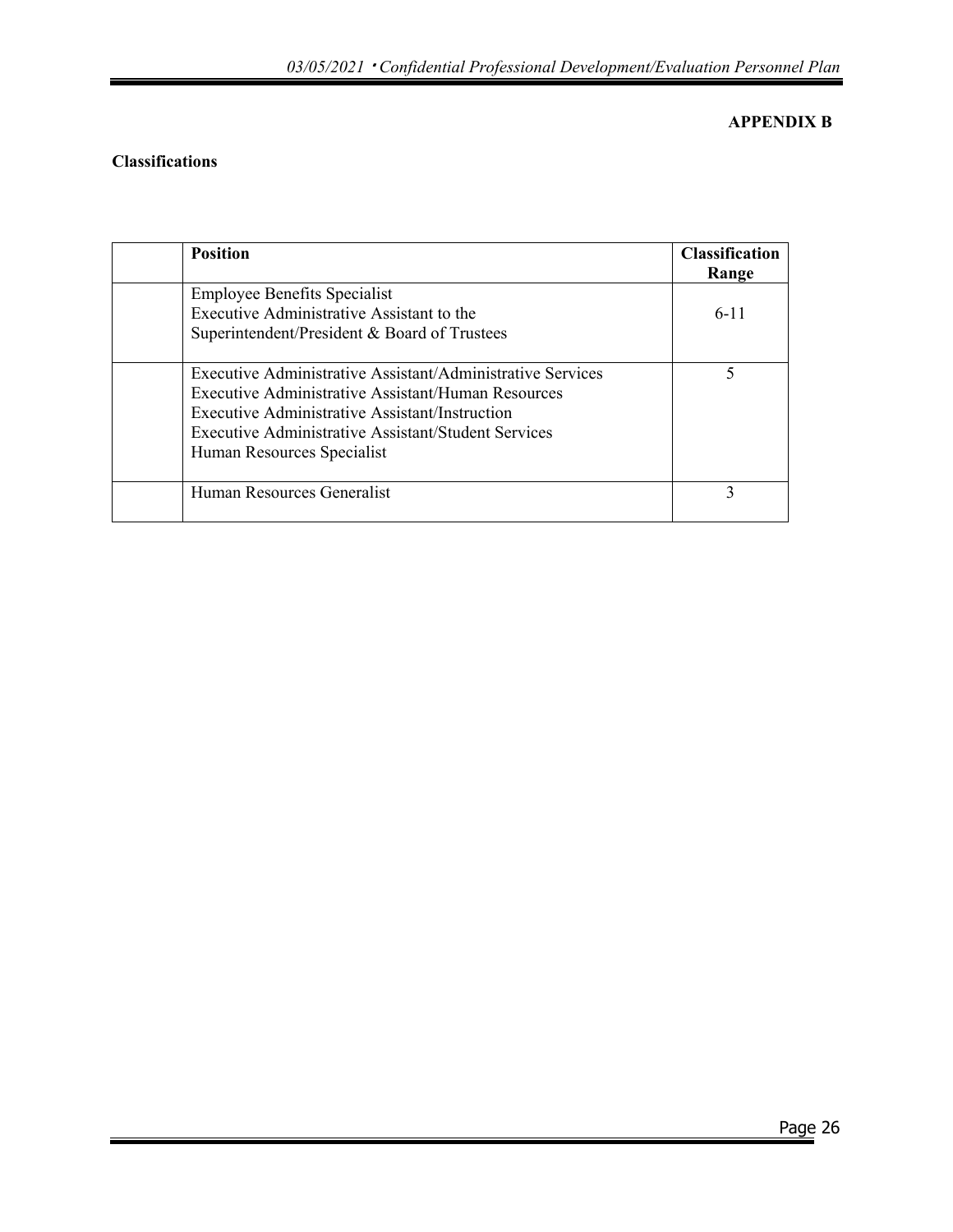**APPENDIX B**

**Classifications**

| | **Position** | **Classification Range** |
|---|---|---|
| | Employee Benefits Specialist<br>Executive Administrative Assistant to the Superintendent/President & Board of Trustees | 6-11 |
| | Executive Administrative Assistant/Administrative Services<br>Executive Administrative Assistant/Human Resources<br>Executive Administrative Assistant/Instruction<br>Executive Administrative Assistant/Student Services<br>Human Resources Specialist | 5 |
| | Human Resources Generalist | 3 |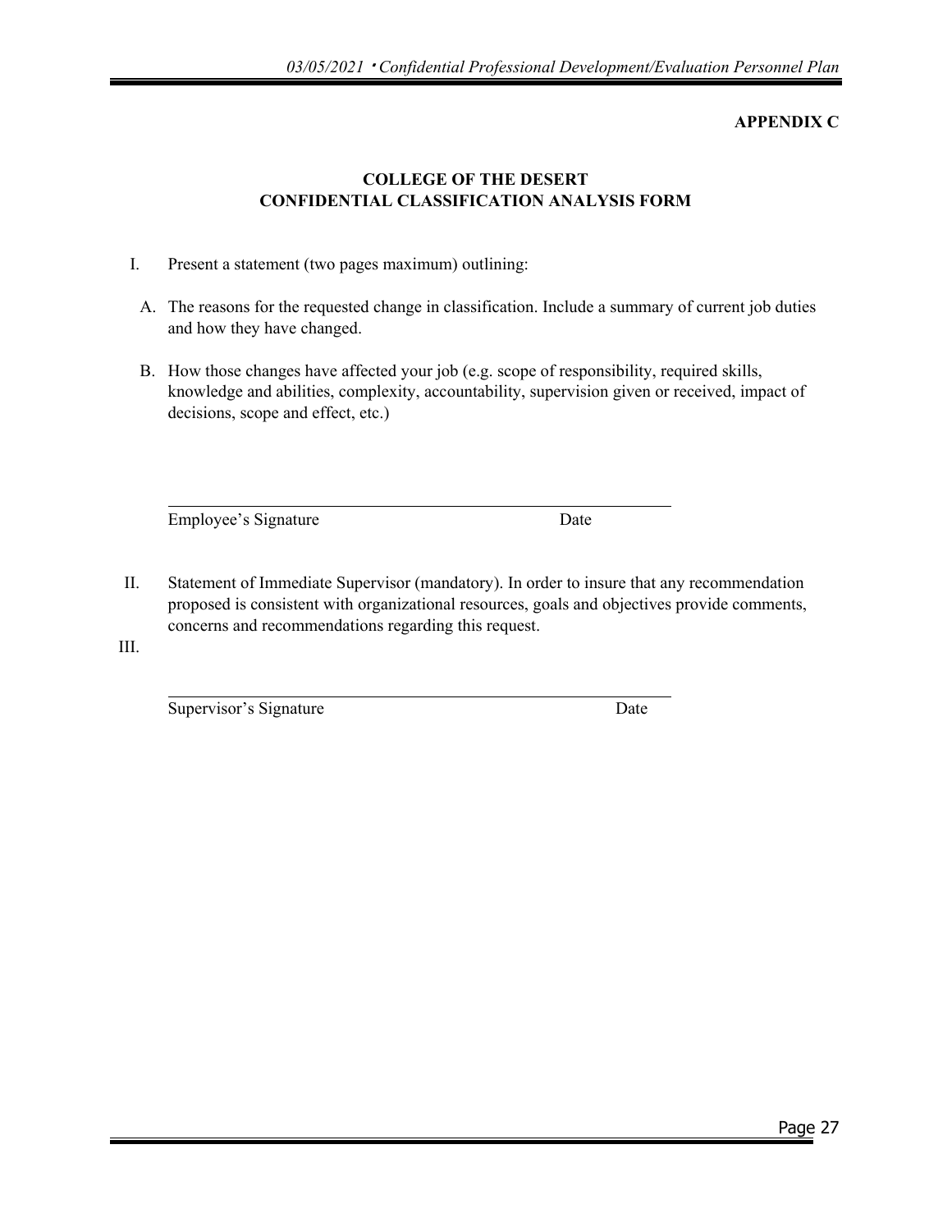**APPENDIX C**

**COLLEGE OF THE DESERT**
**CONFIDENTIAL CLASSIFICATION ANALYSIS FORM**

I. Present a statement (two pages maximum) outlining:

  A. The reasons for the requested change in classification. Include a summary of current job duties and how they have changed.

  B. How those changes have affected your job (e.g. scope of responsibility, required skills, knowledge and abilities, complexity, accountability, supervision given or received, impact of decisions, scope and effect, etc.)

______________________________________________

Employee's Signature                                        Date

II. Statement of Immediate Supervisor (mandatory). In order to insure that any recommendation proposed is consistent with organizational resources, goals and objectives provide comments, concerns and recommendations regarding this request.

III.

______________________________________________

Supervisor's Signature                                        Date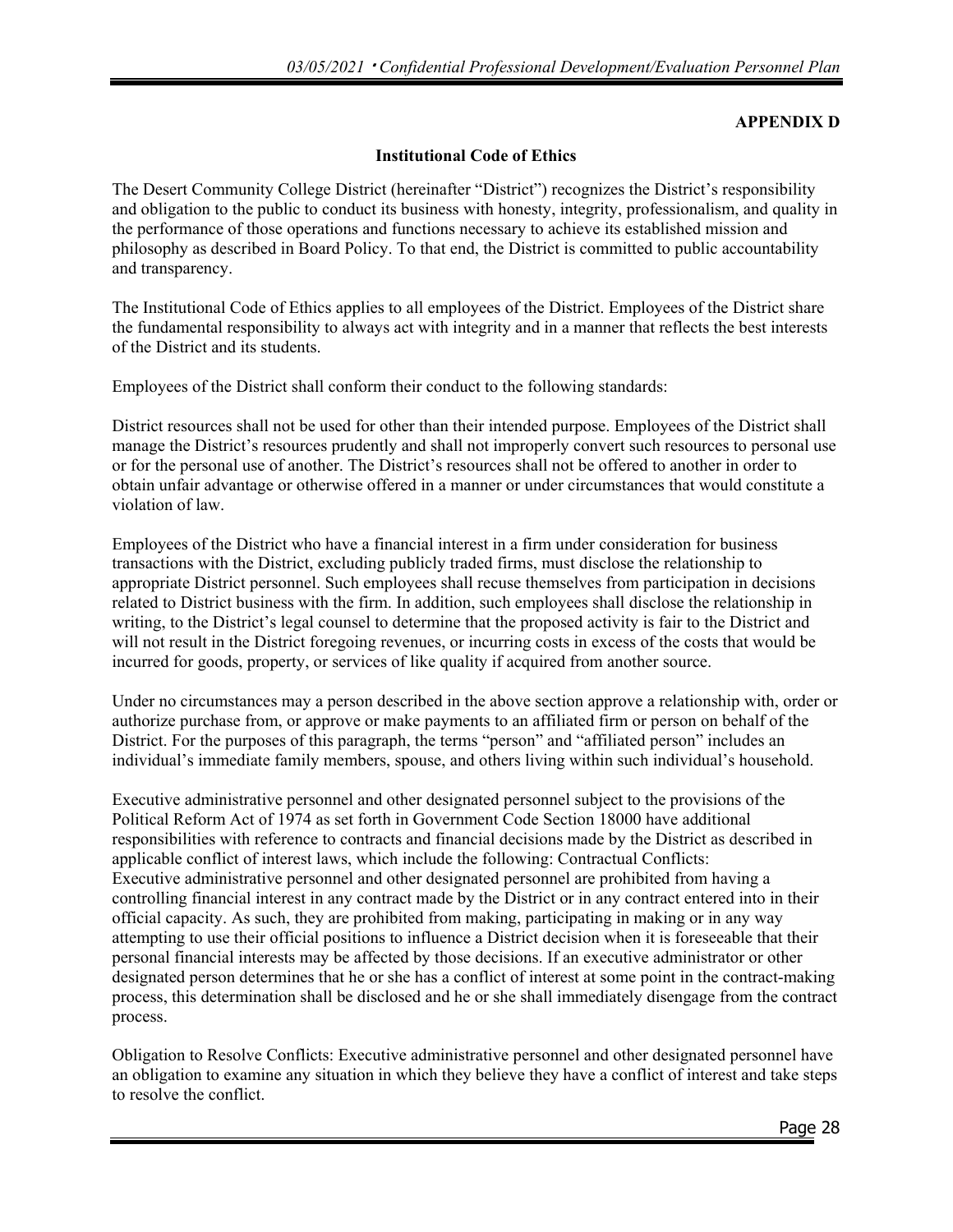**APPENDIX D**

**Institutional Code of Ethics**

The Desert Community College District (hereinafter "District") recognizes the District's responsibility and obligation to the public to conduct its business with honesty, integrity, professionalism, and quality in the performance of those operations and functions necessary to achieve its established mission and philosophy as described in Board Policy. To that end, the District is committed to public accountability and transparency.

The Institutional Code of Ethics applies to all employees of the District. Employees of the District share the fundamental responsibility to always act with integrity and in a manner that reflects the best interests of the District and its students.

Employees of the District shall conform their conduct to the following standards:

District resources shall not be used for other than their intended purpose. Employees of the District shall manage the District's resources prudently and shall not improperly convert such resources to personal use or for the personal use of another. The District's resources shall not be offered to another in order to obtain unfair advantage or otherwise offered in a manner or under circumstances that would constitute a violation of law.

Employees of the District who have a financial interest in a firm under consideration for business transactions with the District, excluding publicly traded firms, must disclose the relationship to appropriate District personnel. Such employees shall recuse themselves from participation in decisions related to District business with the firm. In addition, such employees shall disclose the relationship in writing, to the District's legal counsel to determine that the proposed activity is fair to the District and will not result in the District foregoing revenues, or incurring costs in excess of the costs that would be incurred for goods, property, or services of like quality if acquired from another source.

Under no circumstances may a person described in the above section approve a relationship with, order or authorize purchase from, or approve or make payments to an affiliated firm or person on behalf of the District. For the purposes of this paragraph, the terms "person" and "affiliated person" includes an individual's immediate family members, spouse, and others living within such individual's household.

Executive administrative personnel and other designated personnel subject to the provisions of the Political Reform Act of 1974 as set forth in Government Code Section 18000 have additional responsibilities with reference to contracts and financial decisions made by the District as described in applicable conflict of interest laws, which include the following: Contractual Conflicts: Executive administrative personnel and other designated personnel are prohibited from having a controlling financial interest in any contract made by the District or in any contract entered into in their official capacity. As such, they are prohibited from making, participating in making or in any way attempting to use their official positions to influence a District decision when it is foreseeable that their personal financial interests may be affected by those decisions. If an executive administrator or other designated person determines that he or she has a conflict of interest at some point in the contract-making process, this determination shall be disclosed and he or she shall immediately disengage from the contract process.

Obligation to Resolve Conflicts: Executive administrative personnel and other designated personnel have an obligation to examine any situation in which they believe they have a conflict of interest and take steps to resolve the conflict.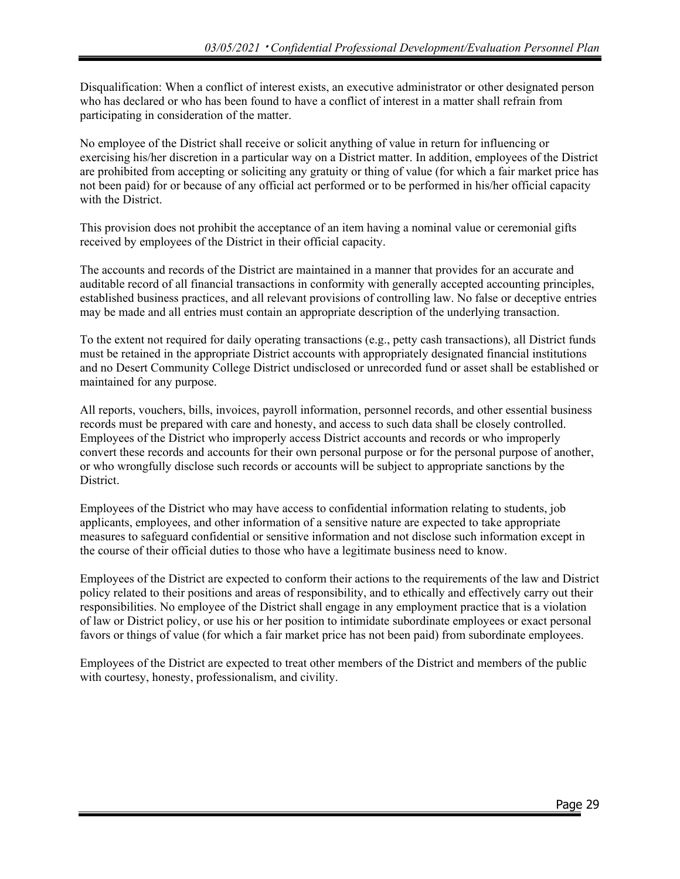Disqualification: When a conflict of interest exists, an executive administrator or other designated person who has declared or who has been found to have a conflict of interest in a matter shall refrain from participating in consideration of the matter.

No employee of the District shall receive or solicit anything of value in return for influencing or exercising his/her discretion in a particular way on a District matter. In addition, employees of the District are prohibited from accepting or soliciting any gratuity or thing of value (for which a fair market price has not been paid) for or because of any official act performed or to be performed in his/her official capacity with the District.

This provision does not prohibit the acceptance of an item having a nominal value or ceremonial gifts received by employees of the District in their official capacity.

The accounts and records of the District are maintained in a manner that provides for an accurate and auditable record of all financial transactions in conformity with generally accepted accounting principles, established business practices, and all relevant provisions of controlling law. No false or deceptive entries may be made and all entries must contain an appropriate description of the underlying transaction.

To the extent not required for daily operating transactions (e.g., petty cash transactions), all District funds must be retained in the appropriate District accounts with appropriately designated financial institutions and no Desert Community College District undisclosed or unrecorded fund or asset shall be established or maintained for any purpose.

All reports, vouchers, bills, invoices, payroll information, personnel records, and other essential business records must be prepared with care and honesty, and access to such data shall be closely controlled. Employees of the District who improperly access District accounts and records or who improperly convert these records and accounts for their own personal purpose or for the personal purpose of another, or who wrongfully disclose such records or accounts will be subject to appropriate sanctions by the District.

Employees of the District who may have access to confidential information relating to students, job applicants, employees, and other information of a sensitive nature are expected to take appropriate measures to safeguard confidential or sensitive information and not disclose such information except in the course of their official duties to those who have a legitimate business need to know.

Employees of the District are expected to conform their actions to the requirements of the law and District policy related to their positions and areas of responsibility, and to ethically and effectively carry out their responsibilities. No employee of the District shall engage in any employment practice that is a violation of law or District policy, or use his or her position to intimidate subordinate employees or exact personal favors or things of value (for which a fair market price has not been paid) from subordinate employees.

Employees of the District are expected to treat other members of the District and members of the public with courtesy, honesty, professionalism, and civility.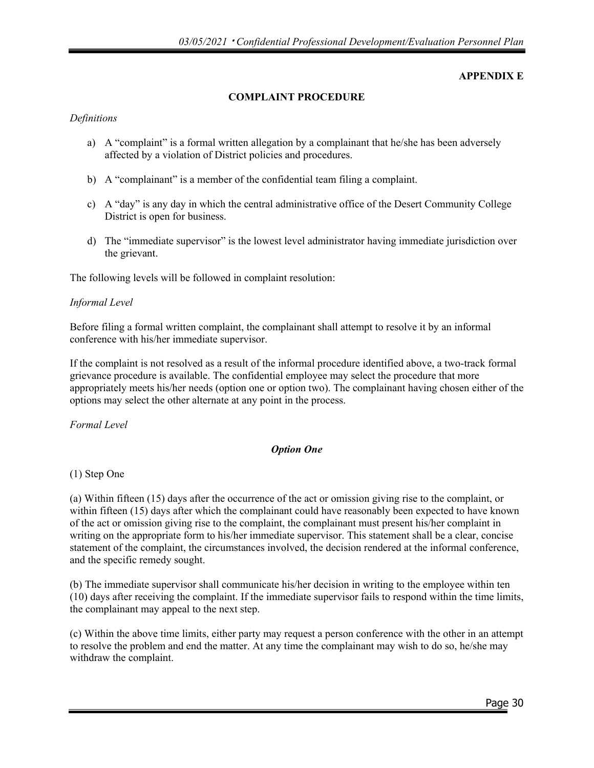**APPENDIX E**

## COMPLAINT PROCEDURE

*Definitions*

a) A "complaint" is a formal written allegation by a complainant that he/she has been adversely affected by a violation of District policies and procedures.

b) A "complainant" is a member of the confidential team filing a complaint.

c) A "day" is any day in which the central administrative office of the Desert Community College District is open for business.

d) The "immediate supervisor" is the lowest level administrator having immediate jurisdiction over the grievant.

The following levels will be followed in complaint resolution:

*Informal Level*

Before filing a formal written complaint, the complainant shall attempt to resolve it by an informal conference with his/her immediate supervisor.

If the complaint is not resolved as a result of the informal procedure identified above, a two-track formal grievance procedure is available. The confidential employee may select the procedure that more appropriately meets his/her needs (option one or option two). The complainant having chosen either of the options may select the other alternate at any point in the process.

*Formal Level*

***Option One***

(1) Step One

(a) Within fifteen (15) days after the occurrence of the act or omission giving rise to the complaint, or within fifteen (15) days after which the complainant could have reasonably been expected to have known of the act or omission giving rise to the complaint, the complainant must present his/her complaint in writing on the appropriate form to his/her immediate supervisor. This statement shall be a clear, concise statement of the complaint, the circumstances involved, the decision rendered at the informal conference, and the specific remedy sought.

(b) The immediate supervisor shall communicate his/her decision in writing to the employee within ten (10) days after receiving the complaint. If the immediate supervisor fails to respond within the time limits, the complainant may appeal to the next step.

(c) Within the above time limits, either party may request a person conference with the other in an attempt to resolve the problem and end the matter. At any time the complainant may wish to do so, he/she may withdraw the complaint.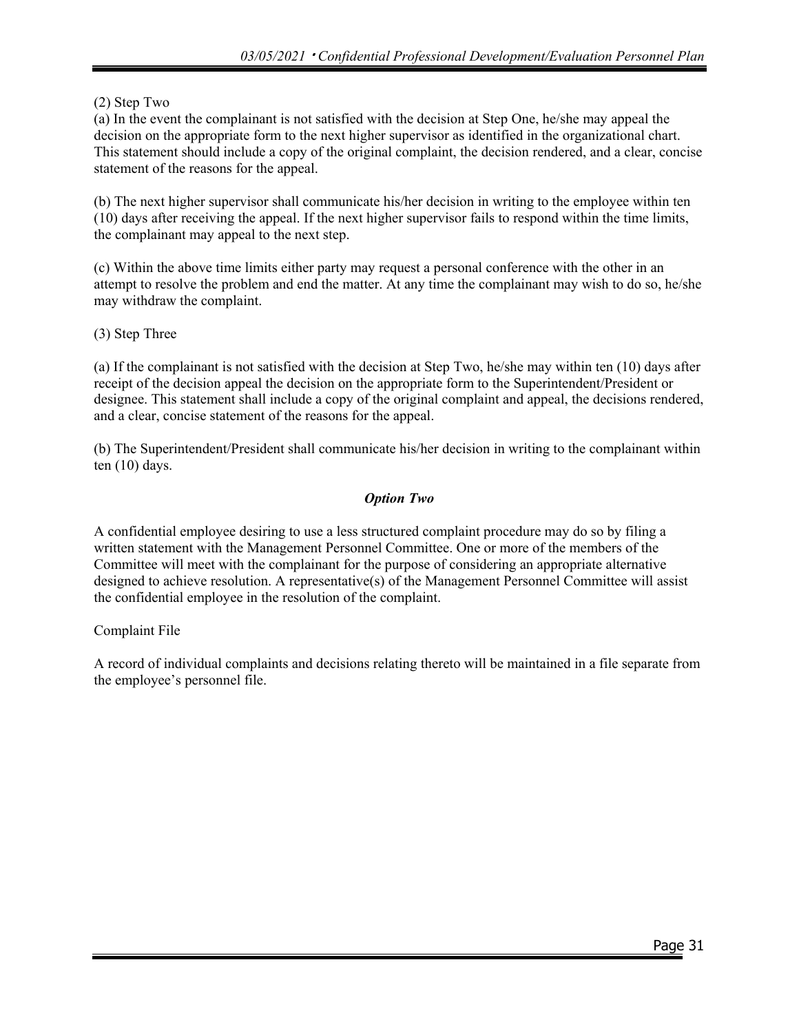(2) Step Two

(a) In the event the complainant is not satisfied with the decision at Step One, he/she may appeal the decision on the appropriate form to the next higher supervisor as identified in the organizational chart. This statement should include a copy of the original complaint, the decision rendered, and a clear, concise statement of the reasons for the appeal.

(b) The next higher supervisor shall communicate his/her decision in writing to the employee within ten (10) days after receiving the appeal. If the next higher supervisor fails to respond within the time limits, the complainant may appeal to the next step.

(c) Within the above time limits either party may request a personal conference with the other in an attempt to resolve the problem and end the matter. At any time the complainant may wish to do so, he/she may withdraw the complaint.

(3) Step Three

(a) If the complainant is not satisfied with the decision at Step Two, he/she may within ten (10) days after receipt of the decision appeal the decision on the appropriate form to the Superintendent/President or designee. This statement shall include a copy of the original complaint and appeal, the decisions rendered, and a clear, concise statement of the reasons for the appeal.

(b) The Superintendent/President shall communicate his/her decision in writing to the complainant within ten (10) days.

***Option Two***

A confidential employee desiring to use a less structured complaint procedure may do so by filing a written statement with the Management Personnel Committee. One or more of the members of the Committee will meet with the complainant for the purpose of considering an appropriate alternative designed to achieve resolution. A representative(s) of the Management Personnel Committee will assist the confidential employee in the resolution of the complaint.

Complaint File

A record of individual complaints and decisions relating thereto will be maintained in a file separate from the employee's personnel file.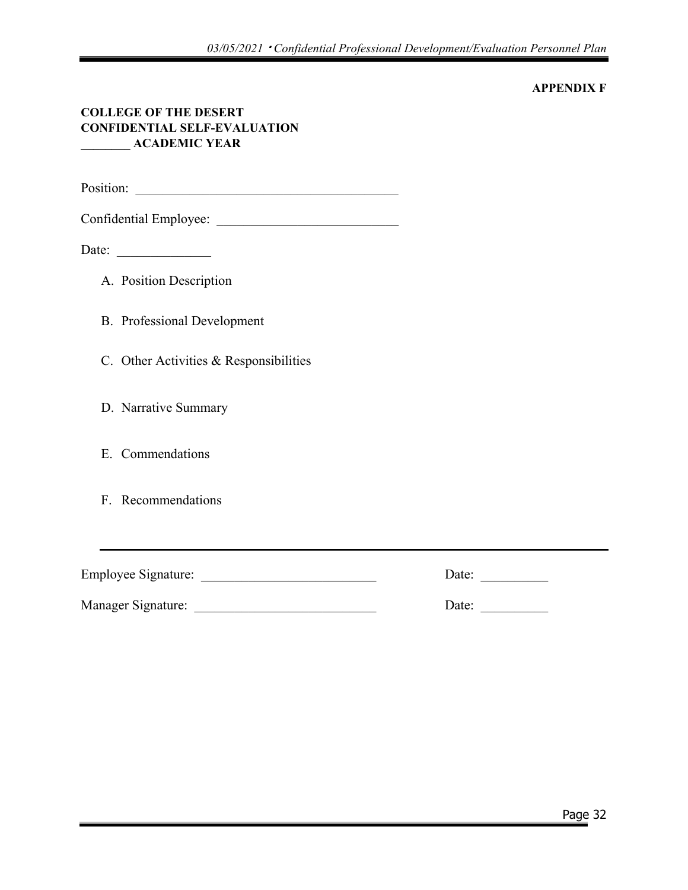**APPENDIX F**

**COLLEGE OF THE DESERT**
**CONFIDENTIAL SELF-EVALUATION**
**________ ACADEMIC YEAR**

Position: ________________________________________

Confidential Employee: ___________________________

Date: ______________

A. Position Description

B. Professional Development

C. Other Activities & Responsibilities

D. Narrative Summary

E. Commendations

F. Recommendations

---

Employee Signature: __________________________ Date: __________

Manager Signature: ___________________________ Date: __________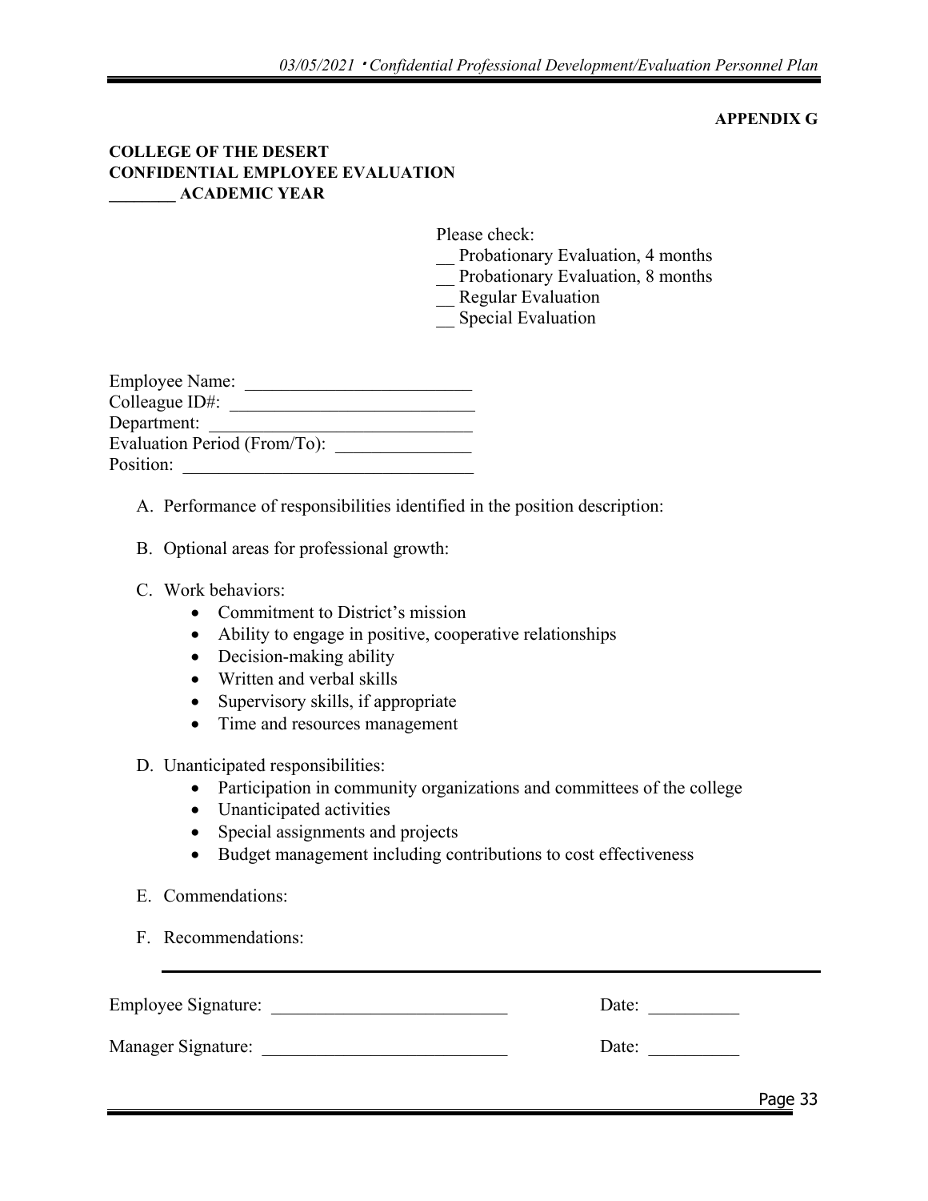**APPENDIX G**

**COLLEGE OF THE DESERT**
**CONFIDENTIAL EMPLOYEE EVALUATION**
**________ ACADEMIC YEAR**

Please check:
__ Probationary Evaluation, 4 months
__ Probationary Evaluation, 8 months
__ Regular Evaluation
__ Special Evaluation

Employee Name: ________________________
Colleague ID#: ___________________________
Department: _____________________________
Evaluation Period (From/To): _______________
Position: ________________________________

A. Performance of responsibilities identified in the position description:

B. Optional areas for professional growth:

C. Work behaviors:
   - Commitment to District's mission
   - Ability to engage in positive, cooperative relationships
   - Decision-making ability
   - Written and verbal skills
   - Supervisory skills, if appropriate
   - Time and resources management

D. Unanticipated responsibilities:
   - Participation in community organizations and committees of the college
   - Unanticipated activities
   - Special assignments and projects
   - Budget management including contributions to cost effectiveness

E. Commendations:

F. Recommendations:

---

Employee Signature: __________________________ Date: __________

Manager Signature: ___________________________ Date: __________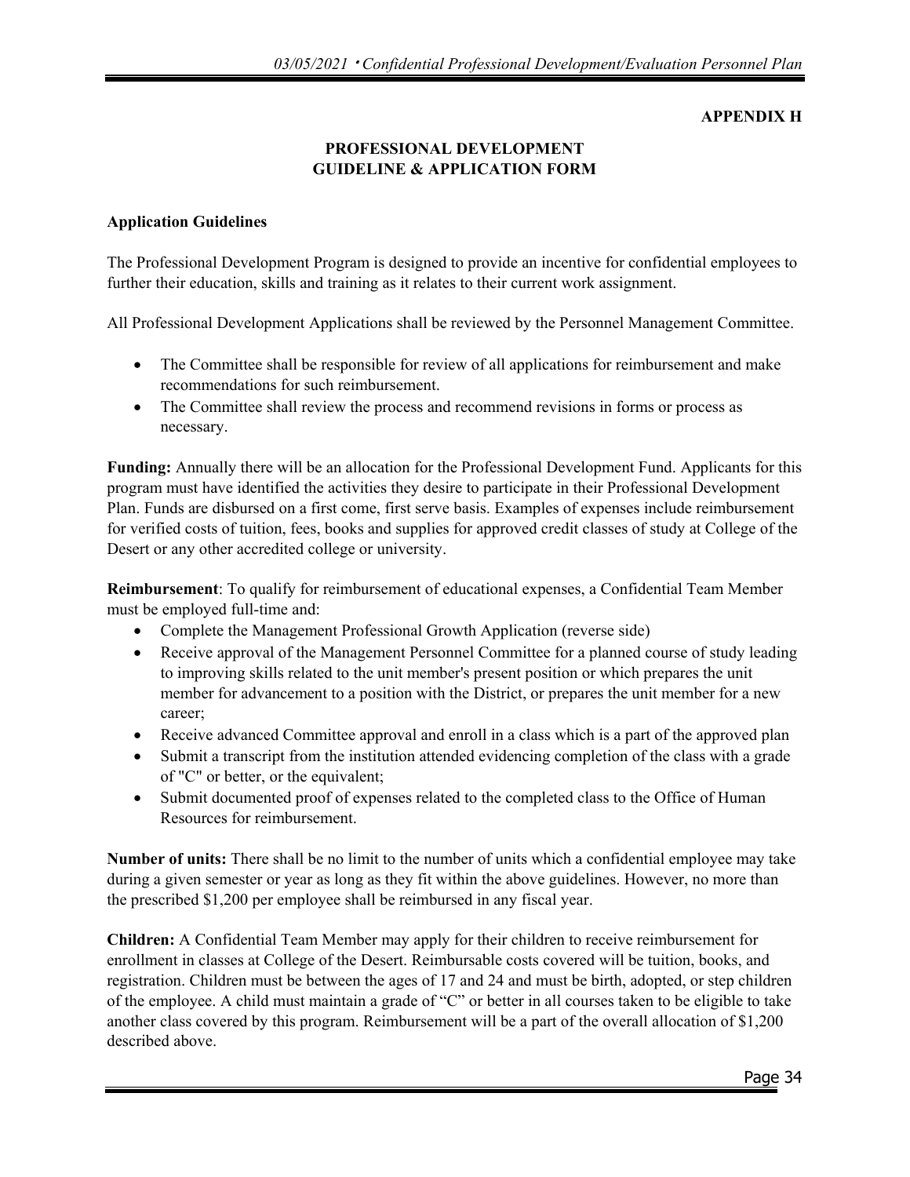**APPENDIX H**

# PROFESSIONAL DEVELOPMENT GUIDELINE & APPLICATION FORM

**Application Guidelines**

The Professional Development Program is designed to provide an incentive for confidential employees to further their education, skills and training as it relates to their current work assignment.

All Professional Development Applications shall be reviewed by the Personnel Management Committee.

- The Committee shall be responsible for review of all applications for reimbursement and make recommendations for such reimbursement.
- The Committee shall review the process and recommend revisions in forms or process as necessary.

**Funding:** Annually there will be an allocation for the Professional Development Fund. Applicants for this program must have identified the activities they desire to participate in their Professional Development Plan. Funds are disbursed on a first come, first serve basis. Examples of expenses include reimbursement for verified costs of tuition, fees, books and supplies for approved credit classes of study at College of the Desert or any other accredited college or university.

**Reimbursement**: To qualify for reimbursement of educational expenses, a Confidential Team Member must be employed full-time and:

- Complete the Management Professional Growth Application (reverse side)
- Receive approval of the Management Personnel Committee for a planned course of study leading to improving skills related to the unit member's present position or which prepares the unit member for advancement to a position with the District, or prepares the unit member for a new career;
- Receive advanced Committee approval and enroll in a class which is a part of the approved plan
- Submit a transcript from the institution attended evidencing completion of the class with a grade of "C" or better, or the equivalent;
- Submit documented proof of expenses related to the completed class to the Office of Human Resources for reimbursement.

**Number of units:** There shall be no limit to the number of units which a confidential employee may take during a given semester or year as long as they fit within the above guidelines. However, no more than the prescribed $1,200 per employee shall be reimbursed in any fiscal year.

**Children:** A Confidential Team Member may apply for their children to receive reimbursement for enrollment in classes at College of the Desert. Reimbursable costs covered will be tuition, books, and registration. Children must be between the ages of 17 and 24 and must be birth, adopted, or step children of the employee. A child must maintain a grade of "C" or better in all courses taken to be eligible to take another class covered by this program. Reimbursement will be a part of the overall allocation of $1,200 described above.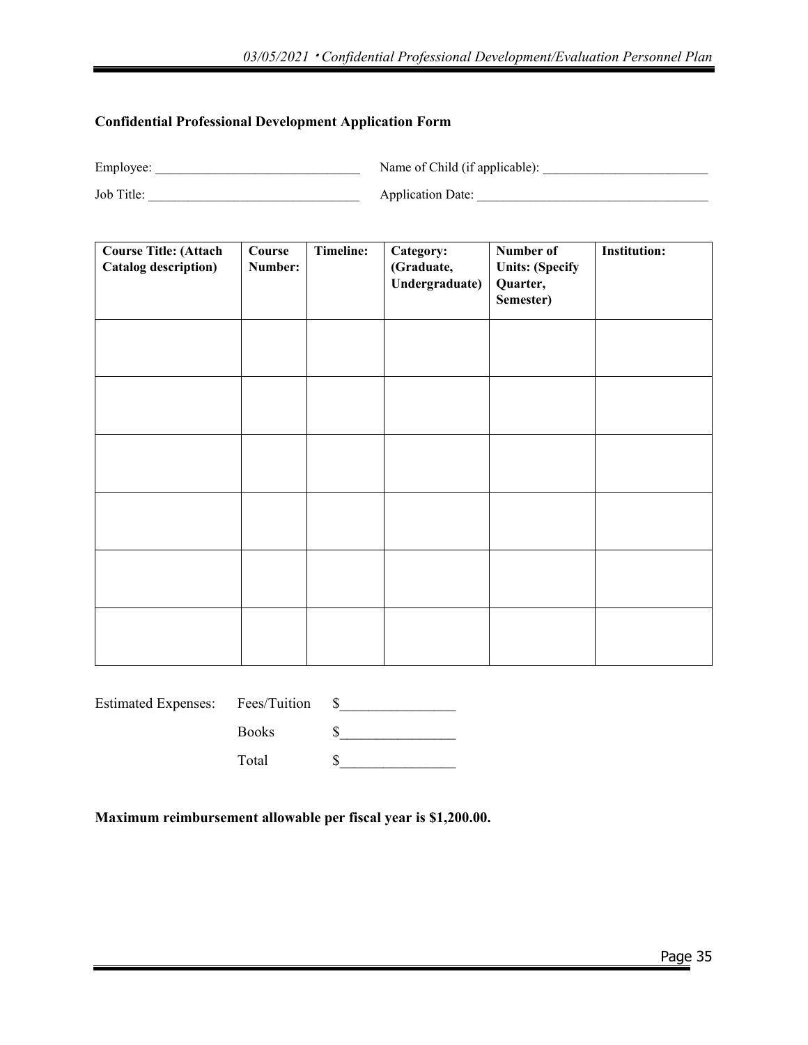**Confidential Professional Development Application Form**

Employee: ________________________________ Name of Child (if applicable): __________________________

Job Title: ________________________________ Application Date: ____________________________________

| Course Title: (Attach Catalog description) | Course Number: | Timeline: | Category: (Graduate, Undergraduate) | Number of Units: (Specify Quarter, Semester) | Institution: |
|---|---|---|---|---|---|
| | | | | | |
| | | | | | |
| | | | | | |
| | | | | | |
| | | | | | |
| | | | | | |

Estimated Expenses: Fees/Tuition $________________

Books $________________

Total $________________

**Maximum reimbursement allowable per fiscal year is $1,200.00.**